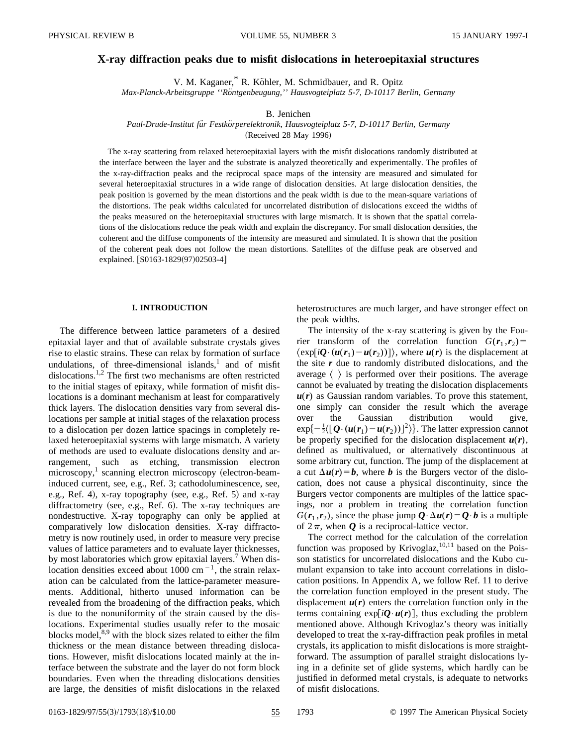# X-ray diffraction peaks due to misfit dislocations in heteroepitaxial structures

V. M. Kaganer,* R. Köhler, M. Schmidbauer, and R. Opitz

*Max-Planck-Arbeitsgruppe "Röntgenbeugung," Hausvogteiplatz 5-7, D-10117 Berlin, Germany*

B. Jenichen

*Paul-Drude-Institut für Festkörperelektronik, Hausvogteiplatz 5-7, D-10117 Berlin, Germany*

(Received 28 May 1996)

The x-ray scattering from relaxed heteroepitaxial layers with the misfit dislocations randomly distributed at the interface between the layer and the substrate is analyzed theoretically and experimentally. The profiles of the x-ray-diffraction peaks and the reciprocal space maps of the intensity are measured and simulated for several heteroepitaxial structures in a wide range of dislocation densities. At large dislocation densities, the peak position is governed by the mean distortions and the peak width is due to the mean-square variations of the distortions. The peak widths calculated for uncorrelated distribution of dislocations exceed the widths of the peaks measured on the heteroepitaxial structures with large mismatch. It is shown that the spatial correlations of the dislocations reduce the peak width and explain the discrepancy. For small dislocation densities, the coherent and the diffuse components of the intensity are measured and simulated. It is shown that the position of the coherent peak does not follow the mean distortions. Satellites of the diffuse peak are observed and explained. [S0163-1829(97)02503-4]

## I. INTRODUCTION

The difference between lattice parameters of a desired epitaxial layer and that of available substrate crystals gives rise to elastic strains. These can relax by formation of surface undulations, of three-dimensional islands,[1] and of misfit dislocations.[1,2] The first two mechanisms are often restricted to the initial stages of epitaxy, while formation of misfit dislocations is a dominant mechanism at least for comparatively thick layers. The dislocation densities vary from several dislocations per sample at initial stages of the relaxation process to a dislocation per dozen lattice spacings in completely relaxed heteroepitaxial systems with large mismatch. A variety of methods are used to evaluate dislocations density and arrangement, such as etching, transmission electron microscopy,[1] scanning electron microscopy (electron-beam-induced current, see, e.g., Ref. 3; cathodoluminescence, see, e.g., Ref. 4), x-ray topography (see, e.g., Ref. 5) and x-ray diffractometry (see, e.g., Ref. 6). The x-ray techniques are nondestructive. X-ray topography can only be applied at comparatively low dislocation densities. X-ray diffractometry is now routinely used, in order to measure very precise values of lattice parameters and to evaluate layer thicknesses, by most laboratories which grow epitaxial layers.[7] When dislocation densities exceed about 1000 $\mathrm{cm}^{-1}$, the strain relaxation can be calculated from the lattice-parameter measurements. Additional, hitherto unused information can be revealed from the broadening of the diffraction peaks, which is due to the nonuniformity of the strain caused by the dislocations. Experimental studies usually refer to the mosaic blocks model,[8,9] with the block sizes related to either the film thickness or the mean distance between threading dislocations. However, misfit dislocations located mainly at the interface between the substrate and the layer do not form block boundaries. Even when the threading dislocations densities are large, the densities of misfit dislocations in the relaxed heterostructures are much larger, and have stronger effect on the peak widths.

The intensity of the x-ray scattering is given by the Fourier transform of the correlation function $G(\boldsymbol{r}_1,\boldsymbol{r}_2)=\langle \exp[i\boldsymbol{Q}\cdot(\boldsymbol{u}(\boldsymbol{r}_1)-\boldsymbol{u}(\boldsymbol{r}_2))]\rangle$, where $\boldsymbol{u}(\boldsymbol{r})$ is the displacement at the site $\boldsymbol{r}$ due to randomly distributed dislocations, and the average $\langle\ \rangle$ is performed over their positions. The average cannot be evaluated by treating the dislocation displacements $\boldsymbol{u}(\boldsymbol{r})$ as Gaussian random variables. To prove this statement, one simply can consider the result which the average over the Gaussian distribution would give, $\exp\{-\frac{1}{2}\langle[\boldsymbol{Q}\cdot(\boldsymbol{u}(\boldsymbol{r}_1)-\boldsymbol{u}(\boldsymbol{r}_2))]^2\rangle\}$. The latter expression cannot be properly specified for the dislocation displacement $\boldsymbol{u}(\boldsymbol{r})$, defined as multivalued, or alternatively discontinuous at some arbitrary cut, function. The jump of the displacement at a cut $\Delta\boldsymbol{u}(\boldsymbol{r})=\boldsymbol{b}$, where $\boldsymbol{b}$ is the Burgers vector of the dislocation, does not cause a physical discontinuity, since the Burgers vector components are multiples of the lattice spacings, nor a problem in treating the correlation function $G(\boldsymbol{r}_1,\boldsymbol{r}_2)$, since the phase jump $\boldsymbol{Q}\cdot\Delta\boldsymbol{u}(\boldsymbol{r})=\boldsymbol{Q}\cdot\boldsymbol{b}$ is a multiple of $2\pi$, when $\boldsymbol{Q}$ is a reciprocal-lattice vector.

The correct method for the calculation of the correlation function was proposed by Krivoglaz,[10,11] based on the Poisson statistics for uncorrelated dislocations and the Kubo cumulant expansion to take into account correlations in dislocation positions. In Appendix A, we follow Ref. 11 to derive the correlation function employed in the present study. The displacement $\boldsymbol{u}(\boldsymbol{r})$ enters the correlation function only in the terms containing $\exp[i\boldsymbol{Q}\cdot\boldsymbol{u}(\boldsymbol{r})]$, thus excluding the problem mentioned above. Although Krivoglaz's theory was initially developed to treat the x-ray-diffraction peak profiles in metal crystals, its application to misfit dislocations is more straightforward. The assumption of parallel straight dislocations lying in a definite set of glide systems, which hardly can be justified in deformed metal crystals, is adequate to networks of misfit dislocations.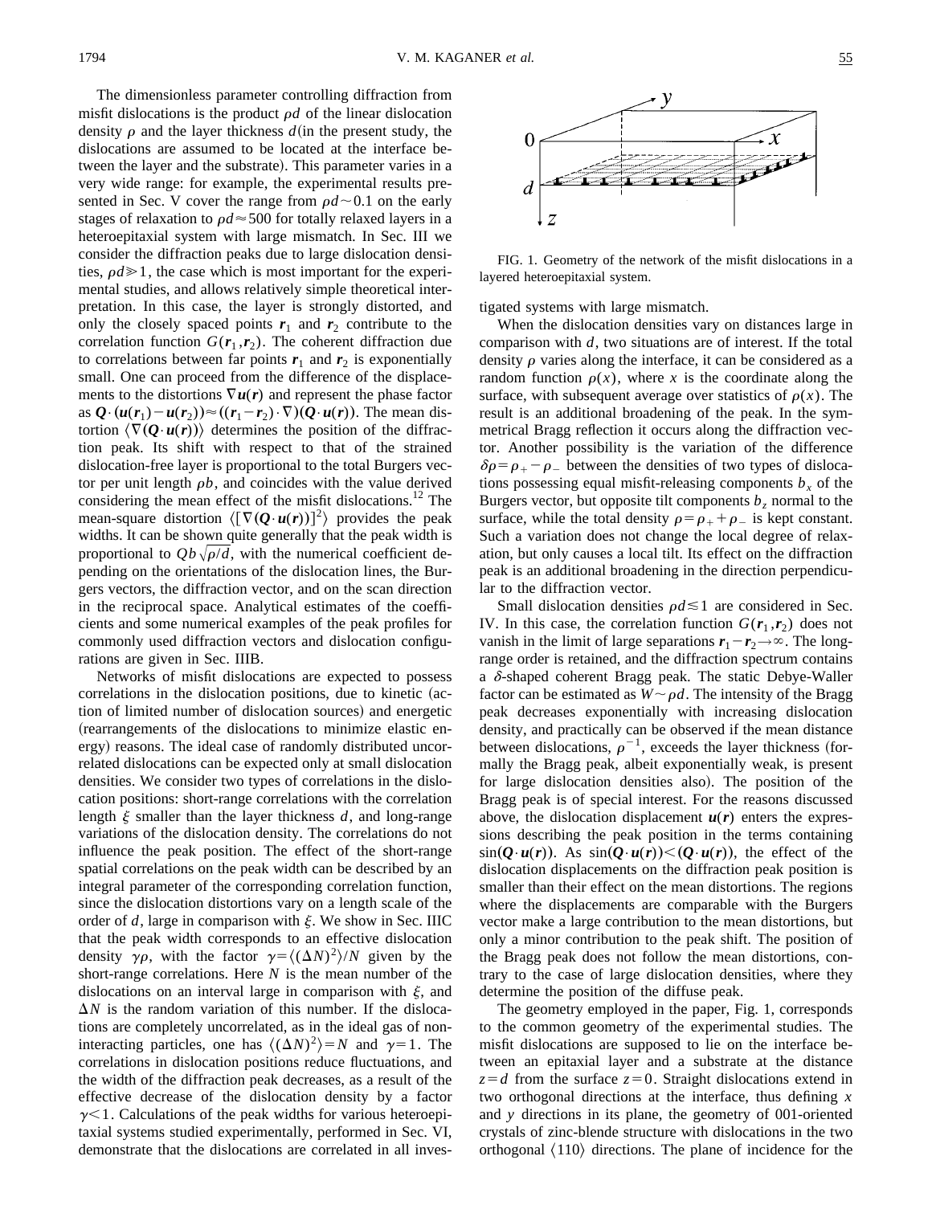The dimensionless parameter controlling diffraction from misfit dislocations is the product $\rho d$ of the linear dislocation density $\rho$ and the layer thickness $d$ (in the present study, the dislocations are assumed to be located at the interface between the layer and the substrate). This parameter varies in a very wide range: for example, the experimental results presented in Sec. V cover the range from $\rho d \sim 0.1$ on the early stages of relaxation to $\rho d \approx 500$ for totally relaxed layers in a heteroepitaxial system with large mismatch. In Sec. III we consider the diffraction peaks due to large dislocation densities, $\rho d \gg 1$, the case which is most important for the experimental studies, and allows relatively simple theoretical interpretation. In this case, the layer is strongly distorted, and only the closely spaced points $\boldsymbol{r}_1$ and $\boldsymbol{r}_2$ contribute to the correlation function $G(\boldsymbol{r}_1,\boldsymbol{r}_2)$. The coherent diffraction due to correlations between far points $\boldsymbol{r}_1$ and $\boldsymbol{r}_2$ is exponentially small. One can proceed from the difference of the displacements to the distortions $\nabla \boldsymbol{u}(\boldsymbol{r})$ and represent the phase factor as $\boldsymbol{Q}\cdot(\boldsymbol{u}(\boldsymbol{r}_1)-\boldsymbol{u}(\boldsymbol{r}_2)) \approx ((\boldsymbol{r}_1-\boldsymbol{r}_2)\cdot\nabla)(\boldsymbol{Q}\cdot\boldsymbol{u}(\boldsymbol{r}))$. The mean distortion $\langle \nabla(\boldsymbol{Q}\cdot\boldsymbol{u}(\boldsymbol{r}))\rangle$ determines the position of the diffraction peak. Its shift with respect to that of the strained dislocation-free layer is proportional to the total Burgers vector per unit length $\rho b$, and coincides with the value derived considering the mean effect of the misfit dislocations.[12] The mean-square distortion $\langle [\nabla(\boldsymbol{Q}\cdot\boldsymbol{u}(\boldsymbol{r}))]^2\rangle$ provides the peak widths. It can be shown quite generally that the peak width is proportional to $Qb\sqrt{\rho/d}$, with the numerical coefficient depending on the orientations of the dislocation lines, the Burgers vectors, the diffraction vector, and on the scan direction in the reciprocal space. Analytical estimates of the coefficients and some numerical examples of the peak profiles for commonly used diffraction vectors and dislocation configurations are given in Sec. IIIB.

Networks of misfit dislocations are expected to possess correlations in the dislocation positions, due to kinetic (action of limited number of dislocation sources) and energetic (rearrangements of the dislocations to minimize elastic energy) reasons. The ideal case of randomly distributed uncorrelated dislocations can be expected only at small dislocation densities. We consider two types of correlations in the dislocation positions: short-range correlations with the correlation length $\xi$ smaller than the layer thickness $d$, and long-range variations of the dislocation density. The correlations do not influence the peak position. The effect of the short-range spatial correlations on the peak width can be described by an integral parameter of the corresponding correlation function, since the dislocation distortions vary on a length scale of the order of $d$, large in comparison with $\xi$. We show in Sec. IIIC that the peak width corresponds to an effective dislocation density $\gamma\rho$, with the factor $\gamma = \langle(\Delta N)^2\rangle/N$ given by the short-range correlations. Here $N$ is the mean number of the dislocations on an interval large in comparison with $\xi$, and $\Delta N$ is the random variation of this number. If the dislocations are completely uncorrelated, as in the ideal gas of non-interacting particles, one has $\langle(\Delta N)^2\rangle = N$ and $\gamma = 1$. The correlations in dislocation positions reduce fluctuations, and the width of the diffraction peak decreases, as a result of the effective decrease of the dislocation density by a factor $\gamma < 1$. Calculations of the peak widths for various heteroepitaxial systems studied experimentally, performed in Sec. VI, demonstrate that the dislocations are correlated in all investigated systems with large mismatch.

FIG. 1. Geometry of the network of the misfit dislocations in a layered heteroepitaxial system.

When the dislocation densities vary on distances large in comparison with $d$, two situations are of interest. If the total density $\rho$ varies along the interface, it can be considered as a random function $\rho(x)$, where $x$ is the coordinate along the surface, with subsequent average over statistics of $\rho(x)$. The result is an additional broadening of the peak. In the symmetrical Bragg reflection it occurs along the diffraction vector. Another possibility is the variation of the difference $\delta\rho = \rho_+ - \rho_-$ between the densities of two types of dislocations possessing equal misfit-releasing components $b_x$ of the Burgers vector, but opposite tilt components $b_z$ normal to the surface, while the total density $\rho = \rho_+ + \rho_-$ is kept constant. Such a variation does not change the local degree of relaxation, but only causes a local tilt. Its effect on the diffraction peak is an additional broadening in the direction perpendicular to the diffraction vector.

Small dislocation densities $\rho d \lesssim 1$ are considered in Sec. IV. In this case, the correlation function $G(\boldsymbol{r}_1,\boldsymbol{r}_2)$ does not vanish in the limit of large separations $\boldsymbol{r}_1-\boldsymbol{r}_2 \to \infty$. The long-range order is retained, and the diffraction spectrum contains a $\delta$-shaped coherent Bragg peak. The static Debye-Waller factor can be estimated as $W \sim \rho d$. The intensity of the Bragg peak decreases exponentially with increasing dislocation density, and practically can be observed if the mean distance between dislocations, $\rho^{-1}$, exceeds the layer thickness (formally the Bragg peak, albeit exponentially weak, is present for large dislocation densities also). The position of the Bragg peak is of special interest. For the reasons discussed above, the dislocation displacement $\boldsymbol{u}(\boldsymbol{r})$ enters the expressions describing the peak position in the terms containing $\sin(\boldsymbol{Q}\cdot\boldsymbol{u}(\boldsymbol{r}))$. As $\sin(\boldsymbol{Q}\cdot\boldsymbol{u}(\boldsymbol{r})) < (\boldsymbol{Q}\cdot\boldsymbol{u}(\boldsymbol{r}))$, the effect of the dislocation displacements on the diffraction peak position is smaller than their effect on the mean distortions. The regions where the displacements are comparable with the Burgers vector make a large contribution to the mean distortions, but only a minor contribution to the peak shift. The position of the Bragg peak does not follow the mean distortions, contrary to the case of large dislocation densities, where they determine the position of the diffuse peak.

The geometry employed in the paper, Fig. 1, corresponds to the common geometry of the experimental studies. The misfit dislocations are supposed to lie on the interface between an epitaxial layer and a substrate at the distance $z = d$ from the surface $z = 0$. Straight dislocations extend in two orthogonal directions at the interface, thus defining $x$ and $y$ directions in its plane, the geometry of 001-oriented crystals of zinc-blende structure with dislocations in the two orthogonal $\langle 110\rangle$ directions. The plane of incidence for the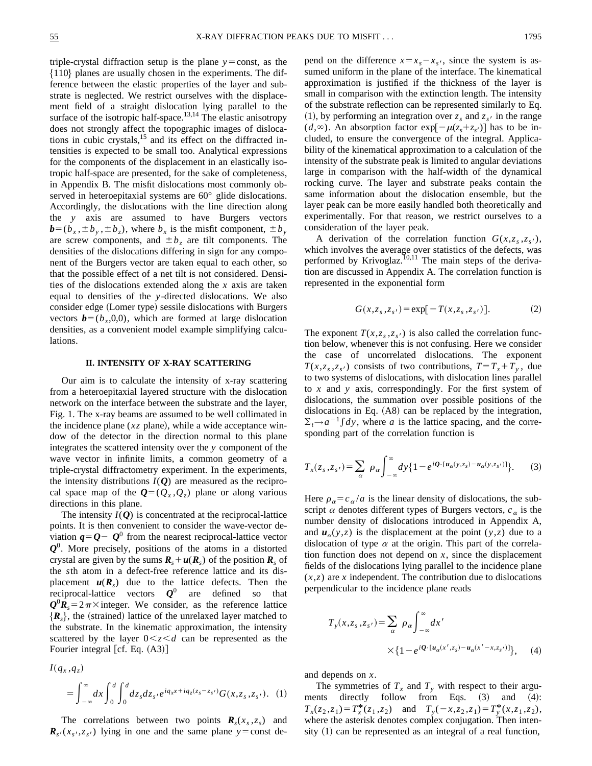triple-crystal diffraction setup is the plane $y=\text{const}$, as the $\{110\}$ planes are usually chosen in the experiments. The difference between the elastic properties of the layer and substrate is neglected. We restrict ourselves with the displacement field of a straight dislocation lying parallel to the surface of the isotropic half-space.[13,14] The elastic anisotropy does not strongly affect the topographic images of dislocations in cubic crystals,[15] and its effect on the diffracted intensities is expected to be small too. Analytical expressions for the components of the displacement in an elastically isotropic half-space are presented, for the sake of completeness, in Appendix B. The misfit dislocations most commonly observed in heteroepitaxial systems are 60° glide dislocations. Accordingly, the dislocations with the line direction along the $y$ axis are assumed to have Burgers vectors $\boldsymbol{b}=(b_x,\pm b_y,\pm b_z)$, where $b_x$ is the misfit component, $\pm b_y$ are screw components, and $\pm b_z$ are tilt components. The densities of the dislocations differing in sign for any component of the Burgers vector are taken equal to each other, so that the possible effect of a net tilt is not considered. Densities of the dislocations extended along the $x$ axis are taken equal to densities of the $y$-directed dislocations. We also consider edge (Lomer type) sessile dislocations with Burgers vectors $\boldsymbol{b}=(b_x,0,0)$, which are formed at large dislocation densities, as a convenient model example simplifying calculations.

## II. INTENSITY OF X-RAY SCATTERING

Our aim is to calculate the intensity of x-ray scattering from a heteroepitaxial layered structure with the dislocation network on the interface between the substrate and the layer, Fig. 1. The x-ray beams are assumed to be well collimated in the incidence plane ($xz$ plane), while a wide acceptance window of the detector in the direction normal to this plane integrates the scattered intensity over the $y$ component of the wave vector in infinite limits, a common geometry of a triple-crystal diffractometry experiment. In the experiments, the intensity distributions $I(\boldsymbol{Q})$ are measured as the reciprocal space map of the $\boldsymbol{Q}=(Q_x,Q_z)$ plane or along various directions in this plane.

The intensity $I(\boldsymbol{Q})$ is concentrated at the reciprocal-lattice points. It is then convenient to consider the wave-vector deviation $\boldsymbol{q}=\boldsymbol{Q}-\boldsymbol{Q}^0$ from the nearest reciprocal-lattice vector $\boldsymbol{Q}^0$. More precisely, positions of the atoms in a distorted crystal are given by the sums $\boldsymbol{R}_s+\boldsymbol{u}(\boldsymbol{R}_s)$ of the position $\boldsymbol{R}_s$ of the $s$th atom in a defect-free reference lattice and its displacement $\boldsymbol{u}(\boldsymbol{R}_s)$ due to the lattice defects. Then the reciprocal-lattice vectors $\boldsymbol{Q}^0$ are defined so that $\boldsymbol{Q}^0\boldsymbol{R}_s=2\pi\times\text{integer}$. We consider, as the reference lattice $\{\boldsymbol{R}_s\}$, the (strained) lattice of the unrelaxed layer matched to the substrate. In the kinematic approximation, the intensity scattered by the layer $0<z<d$ can be represented as the Fourier integral [cf. Eq. (A3)]

$$I(q_x,q_z)=\int_{-\infty}^{\infty}dx\int_0^d\int_0^d dz_s dz_{s'}e^{iq_xx+iq_z(z_s-z_{s'})}G(x,z_s,z_{s'}). \quad (1)$$

The correlations between two points $\boldsymbol{R}_s(x_s,z_s)$ and $\boldsymbol{R}_{s'}(x_{s'},z_{s'})$ lying in one and the same plane $y=\text{const}$ depend on the difference $x=x_s-x_{s'}$, since the system is assumed uniform in the plane of the interface. The kinematical approximation is justified if the thickness of the layer is small in comparison with the extinction length. The intensity of the substrate reflection can be represented similarly to Eq. (1), by performing an integration over $z_s$ and $z_{s'}$ in the range $(d,\infty)$. An absorption factor $\exp[-\mu(z_s+z_{s'})]$ has to be included, to ensure the convergence of the integral. Applicability of the kinematical approximation to a calculation of the intensity of the substrate peak is limited to angular deviations large in comparison with the half-width of the dynamical rocking curve. The layer and substrate peaks contain the same information about the dislocation ensemble, but the layer peak can be more easily handled both theoretically and experimentally. For that reason, we restrict ourselves to a consideration of the layer peak.

A derivation of the correlation function $G(x,z_s,z_{s'})$, which involves the average over statistics of the defects, was performed by Krivoglaz.[10,11] The main steps of the derivation are discussed in Appendix A. The correlation function is represented in the exponential form

$$G(x,z_s,z_{s'})=\exp[-T(x,z_s,z_{s'})]. \quad (2)$$

The exponent $T(x,z_s,z_{s'})$ is also called the correlation function below, whenever this is not confusing. Here we consider the case of uncorrelated dislocations. The exponent $T(x,z_s,z_{s'})$ consists of two contributions, $T=T_x+T_y$, due to two systems of dislocations, with dislocation lines parallel to $x$ and $y$ axis, correspondingly. For the first system of dislocations, the summation over possible positions of the dislocations in Eq. (A8) can be replaced by the integration, $\Sigma_t\to a^{-1}\int dy$, where $a$ is the lattice spacing, and the corresponding part of the correlation function is

$$T_x(z_s,z_{s'})=\sum_\alpha \rho_\alpha\int_{-\infty}^{\infty}dy\{1-e^{i\boldsymbol{Q}\cdot[\boldsymbol{u}_\alpha(y,z_s)-\boldsymbol{u}_\alpha(y,z_{s'})]}\}. \quad (3)$$

Here $\rho_\alpha=c_\alpha/a$ is the linear density of dislocations, the subscript $\alpha$ denotes different types of Burgers vectors, $c_\alpha$ is the number density of dislocations introduced in Appendix A, and $\boldsymbol{u}_\alpha(y,z)$ is the displacement at the point $(y,z)$ due to a dislocation of type $\alpha$ at the origin. This part of the correlation function does not depend on $x$, since the displacement fields of the dislocations lying parallel to the incidence plane $(x,z)$ are $x$ independent. The contribution due to dislocations perpendicular to the incidence plane reads

$$T_y(x,z_s,z_{s'})=\sum_\alpha \rho_\alpha\int_{-\infty}^{\infty}dx' \times\{1-e^{i\boldsymbol{Q}\cdot[\boldsymbol{u}_\alpha(x',z_s)-\boldsymbol{u}_\alpha(x'-x,z_{s'})]}\}, \quad (4)$$

and depends on $x$.

The symmetries of $T_x$ and $T_y$ with respect to their arguments directly follow from Eqs. (3) and (4): $T_x(z_2,z_1)=T_x^*(z_1,z_2)$ and $T_y(-x,z_2,z_1)=T_y^*(x,z_1,z_2)$, where the asterisk denotes complex conjugation. Then intensity (1) can be represented as an integral of a real function,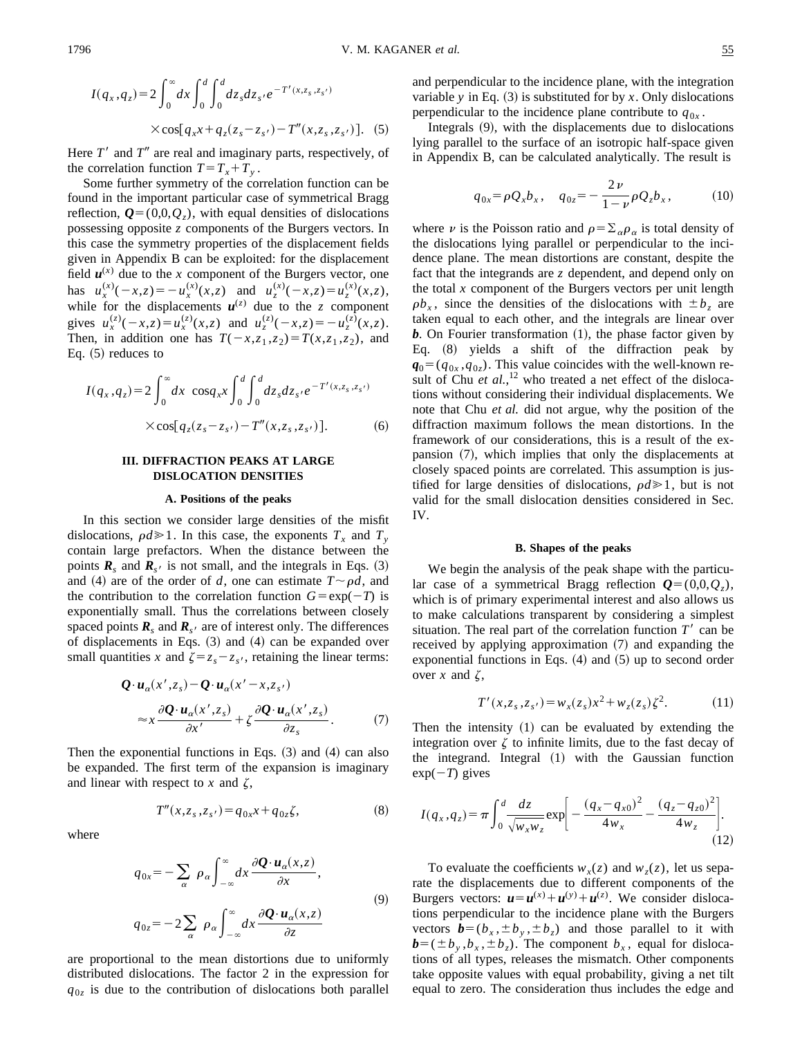$$I(q_x,q_z)=2\int_0^\infty dx \int_0^d \int_0^d dz_s dz_{s'} e^{-T'(x,z_s,z_{s'})} \times \cos[q_x x + q_z(z_s - z_{s'}) - T''(x,z_s,z_{s'})]. \quad (5)$$

Here $T'$ and $T''$ are real and imaginary parts, respectively, of the correlation function $T=T_x+T_y$.

Some further symmetry of the correlation function can be found in the important particular case of symmetrical Bragg reflection, $\boldsymbol{Q}=(0,0,Q_z)$, with equal densities of dislocations possessing opposite $z$ components of the Burgers vectors. In this case the symmetry properties of the displacement fields given in Appendix B can be exploited: for the displacement field $\boldsymbol{u}^{(x)}$ due to the $x$ component of the Burgers vector, one has $u_x^{(x)}(-x,z)=-u_x^{(x)}(x,z)$ and $u_z^{(x)}(-x,z)=u_z^{(x)}(x,z)$, while for the displacements $\boldsymbol{u}^{(z)}$ due to the $z$ component gives $u_x^{(z)}(-x,z)=u_x^{(z)}(x,z)$ and $u_z^{(z)}(-x,z)=-u_z^{(z)}(x,z)$. Then, in addition one has $T(-x,z_1,z_2)=T(x,z_1,z_2)$, and Eq. (5) reduces to

$$I(q_x,q_z)=2\int_0^\infty dx \ \cos q_x x \int_0^d \int_0^d dz_s dz_{s'} e^{-T'(x,z_s,z_{s'})} \times \cos[q_z(z_s - z_{s'}) - T''(x,z_s,z_{s'})]. \quad (6)$$

## III. DIFFRACTION PEAKS AT LARGE DISLOCATION DENSITIES

### A. Positions of the peaks

In this section we consider large densities of the misfit dislocations, $\rho d \gg 1$. In this case, the exponents $T_x$ and $T_y$ contain large prefactors. When the distance between the points $\boldsymbol{R}_s$ and $\boldsymbol{R}_{s'}$ is not small, and the integrals in Eqs. (3) and (4) are of the order of $d$, one can estimate $T \sim \rho d$, and the contribution to the correlation function $G=\exp(-T)$ is exponentially small. Thus the correlations between closely spaced points $\boldsymbol{R}_s$ and $\boldsymbol{R}_{s'}$ are of interest only. The differences of displacements in Eqs. (3) and (4) can be expanded over small quantities $x$ and $\zeta=z_s-z_{s'}$, retaining the linear terms:

$$\boldsymbol{Q}\cdot\boldsymbol{u}_\alpha(x',z_s)-\boldsymbol{Q}\cdot\boldsymbol{u}_\alpha(x'-x,z_{s'}) \approx x\frac{\partial \boldsymbol{Q}\cdot\boldsymbol{u}_\alpha(x',z_s)}{\partial x'}+\zeta\frac{\partial \boldsymbol{Q}\cdot\boldsymbol{u}_\alpha(x',z_s)}{\partial z_s}. \quad (7)$$

Then the exponential functions in Eqs. (3) and (4) can also be expanded. The first term of the expansion is imaginary and linear with respect to $x$ and $\zeta$,

$$T''(x,z_s,z_{s'})=q_{0x}x+q_{0z}\zeta, \quad (8)$$

where

$$q_{0x}=-\sum_\alpha \rho_\alpha \int_{-\infty}^{\infty} dx \frac{\partial \boldsymbol{Q}\cdot\boldsymbol{u}_\alpha(x,z)}{\partial x},$$
$$q_{0z}=-2\sum_\alpha \rho_\alpha \int_{-\infty}^{\infty} dx \frac{\partial \boldsymbol{Q}\cdot\boldsymbol{u}_\alpha(x,z)}{\partial z} \quad (9)$$

are proportional to the mean distortions due to uniformly distributed dislocations. The factor 2 in the expression for $q_{0z}$ is due to the contribution of dislocations both parallel and perpendicular to the incidence plane, with the integration variable $y$ in Eq. (3) is substituted for by $x$. Only dislocations perpendicular to the incidence plane contribute to $q_{0x}$.

Integrals (9), with the displacements due to dislocations lying parallel to the surface of an isotropic half-space given in Appendix B, can be calculated analytically. The result is

$$q_{0x}=\rho Q_x b_x, \quad q_{0z}=-\frac{2\nu}{1-\nu}\rho Q_z b_x, \quad (10)$$

where $\nu$ is the Poisson ratio and $\rho=\Sigma_\alpha \rho_\alpha$ is total density of the dislocations lying parallel or perpendicular to the incidence plane. The mean distortions are constant, despite the fact that the integrands are $z$ dependent, and depend only on the total $x$ component of the Burgers vectors per unit length $\rho b_x$, since the densities of the dislocations with $\pm b_z$ are taken equal to each other, and the integrals are linear over $\boldsymbol{b}$. On Fourier transformation (1), the phase factor given by Eq. (8) yields a shift of the diffraction peak by $\boldsymbol{q}_0=(q_{0x},q_{0z})$. This value coincides with the well-known result of Chu *et al.*,[12] who treated a net effect of the dislocations without considering their individual displacements. We note that Chu *et al.* did not argue, why the position of the diffraction maximum follows the mean distortions. In the framework of our considerations, this is a result of the expansion (7), which implies that only the displacements at closely spaced points are correlated. This assumption is justified for large densities of dislocations, $\rho d \gg 1$, but is not valid for the small dislocation densities considered in Sec. IV.

### B. Shapes of the peaks

We begin the analysis of the peak shape with the particular case of a symmetrical Bragg reflection $\boldsymbol{Q}=(0,0,Q_z)$, which is of primary experimental interest and also allows us to make calculations transparent by considering a simplest situation. The real part of the correlation function $T'$ can be received by applying approximation (7) and expanding the exponential functions in Eqs. (4) and (5) up to second order over $x$ and $\zeta$,

$$T'(x,z_s,z_{s'})=w_x(z_s)x^2+w_z(z_s)\zeta^2. \quad (11)$$

Then the intensity (1) can be evaluated by extending the integration over $\zeta$ to infinite limits, due to the fast decay of the integrand. Integral (1) with the Gaussian function $\exp(-T)$ gives

$$I(q_x,q_z)=\pi\int_0^d \frac{dz}{\sqrt{w_x w_z}}\exp\left[-\frac{(q_x-q_{x0})^2}{4w_x}-\frac{(q_z-q_{z0})^2}{4w_z}\right]. \quad (12)$$

To evaluate the coefficients $w_x(z)$ and $w_z(z)$, let us separate the displacements due to different components of the Burgers vectors: $\boldsymbol{u}=\boldsymbol{u}^{(x)}+\boldsymbol{u}^{(y)}+\boldsymbol{u}^{(z)}$. We consider dislocations perpendicular to the incidence plane with the Burgers vectors $\boldsymbol{b}=(b_x,\pm b_y,\pm b_z)$ and those parallel to it with $\boldsymbol{b}=(\pm b_y,b_x,\pm b_z)$. The component $b_x$, equal for dislocations of all types, releases the mismatch. Other components take opposite values with equal probability, giving a net tilt equal to zero. The consideration thus includes the edge and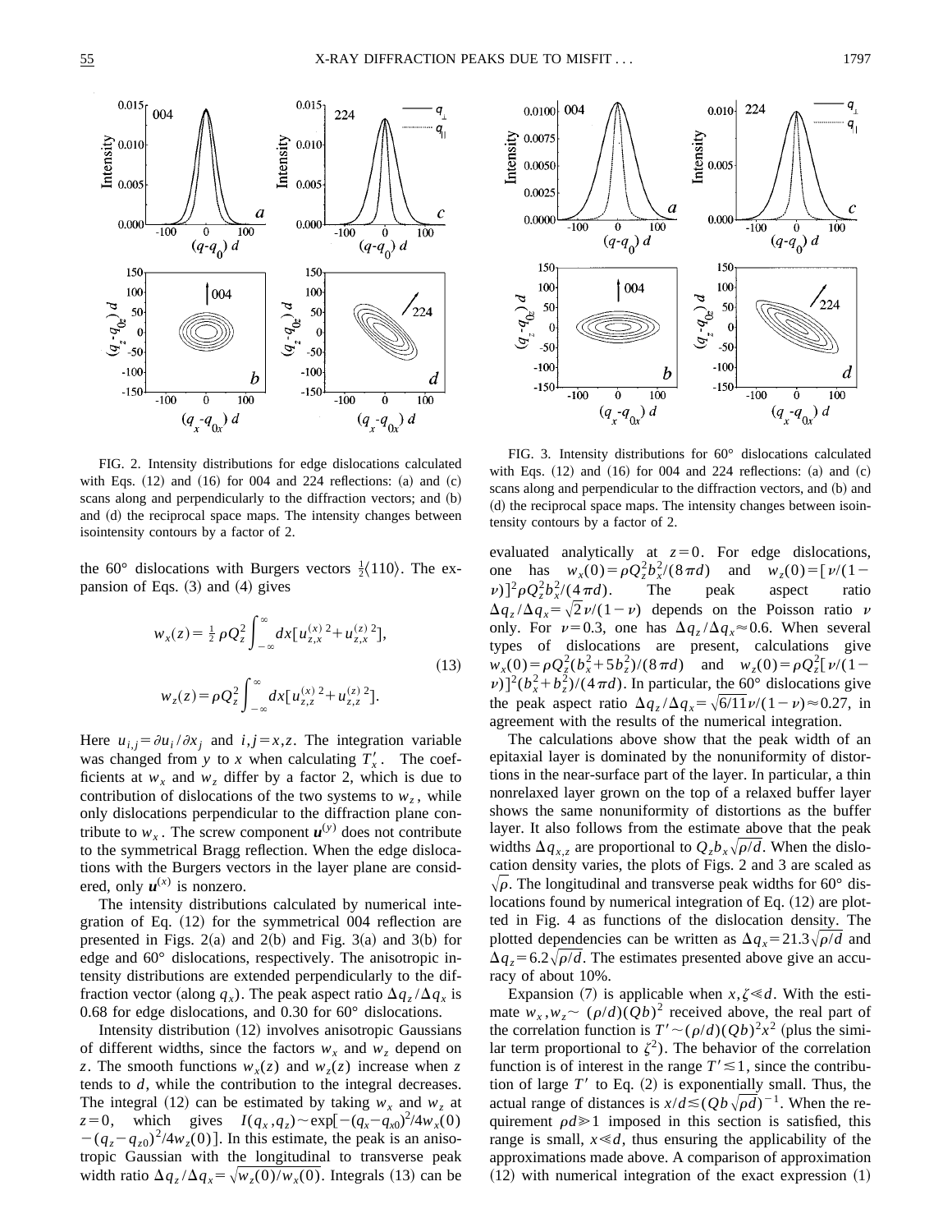FIG. 2. Intensity distributions for edge dislocations calculated with Eqs. (12) and (16) for 004 and 224 reflections: (a) and (c) scans along and perpendicularly to the diffraction vectors; and (b) and (d) the reciprocal space maps. The intensity changes between isointensity contours by a factor of 2.

FIG. 3. Intensity distributions for 60° dislocations calculated with Eqs. (12) and (16) for 004 and 224 reflections: (a) and (c) scans along and perpendicular to the diffraction vectors, and (b) and (d) the reciprocal space maps. The intensity changes between isointensity contours by a factor of 2.

the 60° dislocations with Burgers vectors $\frac{1}{2}\langle 110\rangle$. The expansion of Eqs. (3) and (4) gives

$$w_x(z) = \frac{1}{2}\rho Q_z^2 \int_{-\infty}^{\infty} dx [u_{z,x}^{(x)\,2} + u_{z,x}^{(z)\,2}],$$
$$w_z(z) = \rho Q_z^2 \int_{-\infty}^{\infty} dx [u_{z,z}^{(x)\,2} + u_{z,z}^{(z)\,2}]. \tag{13}$$

Here $u_{i,j} = \partial u_i / \partial x_j$ and $i,j = x,z$. The integration variable was changed from $y$ to $x$ when calculating $T_x'$. The coefficients at $w_x$ and $w_z$ differ by a factor 2, which is due to contribution of dislocations of the two systems to $w_z$, while only dislocations perpendicular to the diffraction plane contribute to $w_x$. The screw component $\boldsymbol{u}^{(y)}$ does not contribute to the symmetrical Bragg reflection. When the edge dislocations with the Burgers vectors in the layer plane are considered, only $\boldsymbol{u}^{(x)}$ is nonzero.

The intensity distributions calculated by numerical integration of Eq. (12) for the symmetrical 004 reflection are presented in Figs. 2(a) and 2(b) and Fig. 3(a) and 3(b) for edge and 60° dislocations, respectively. The anisotropic intensity distributions are extended perpendicularly to the diffraction vector (along $q_x$). The peak aspect ratio $\Delta q_z/\Delta q_x$ is 0.68 for edge dislocations, and 0.30 for 60° dislocations.

Intensity distribution (12) involves anisotropic Gaussians of different widths, since the factors $w_x$ and $w_z$ depend on $z$. The smooth functions $w_x(z)$ and $w_z(z)$ increase when $z$ tends to $d$, while the contribution to the integral decreases. The integral (12) can be estimated by taking $w_x$ and $w_z$ at $z=0$, which gives $I(q_x,q_z) \sim \exp[-(q_x-q_{x0})^2/4w_x(0) - (q_z-q_{z0})^2/4w_z(0)]$. In this estimate, the peak is an anisotropic Gaussian with the longitudinal to transverse peak width ratio $\Delta q_z/\Delta q_x = \sqrt{w_z(0)/w_x(0)}$. Integrals (13) can be evaluated analytically at $z=0$. For edge dislocations, one has $w_x(0) = \rho Q_z^2 b_x^2/(8\pi d)$ and $w_z(0) = [\nu/(1-\nu)]^2 \rho Q_z^2 b_x^2/(4\pi d)$. The peak aspect ratio $\Delta q_z/\Delta q_x = \sqrt{2}\,\nu/(1-\nu)$ depends on the Poisson ratio $\nu$ only. For $\nu = 0.3$, one has $\Delta q_z/\Delta q_x \approx 0.6$. When several types of dislocations are present, calculations give $w_x(0) = \rho Q_z^2 (b_x^2 + 5b_z^2)/(8\pi d)$ and $w_z(0) = \rho Q_z^2 [\nu/(1-\nu)]^2 (b_x^2 + b_z^2)/(4\pi d)$. In particular, the 60° dislocations give the peak aspect ratio $\Delta q_z/\Delta q_x = \sqrt{6/11}\,\nu/(1-\nu) \approx 0.27$, in agreement with the results of the numerical integration.

The calculations above show that the peak width of an epitaxial layer is dominated by the nonuniformity of distortions in the near-surface part of the layer. In particular, a thin nonrelaxed layer grown on the top of a relaxed buffer layer shows the same nonuniformity of distortions as the buffer layer. It also follows from the estimate above that the peak widths $\Delta q_{x,z}$ are proportional to $Q_z b_x \sqrt{\rho/d}$. When the dislocation density varies, the plots of Figs. 2 and 3 are scaled as $\sqrt{\rho}$. The longitudinal and transverse peak widths for 60° dislocations found by numerical integration of Eq. (12) are plotted in Fig. 4 as functions of the dislocation density. The plotted dependencies can be written as $\Delta q_x = 21.3\sqrt{\rho/d}$ and $\Delta q_z = 6.2\sqrt{\rho/d}$. The estimates presented above give an accuracy of about 10%.

Expansion (7) is applicable when $x,\zeta \ll d$. With the estimate $w_x, w_z \sim (\rho/d)(Qb)^2$ received above, the real part of the correlation function is $T' \sim (\rho/d)(Qb)^2 x^2$ (plus the similar term proportional to $\zeta^2$). The behavior of the correlation function is of interest in the range $T' \lesssim 1$, since the contribution of large $T'$ to Eq. (2) is exponentially small. Thus, the actual range of distances is $x/d \lesssim (Qb\sqrt{\rho d})^{-1}$. When the requirement $\rho d \gg 1$ imposed in this section is satisfied, this range is small, $x \ll d$, thus ensuring the applicability of the approximations made above. A comparison of approximation (12) with numerical integration of the exact expression (1)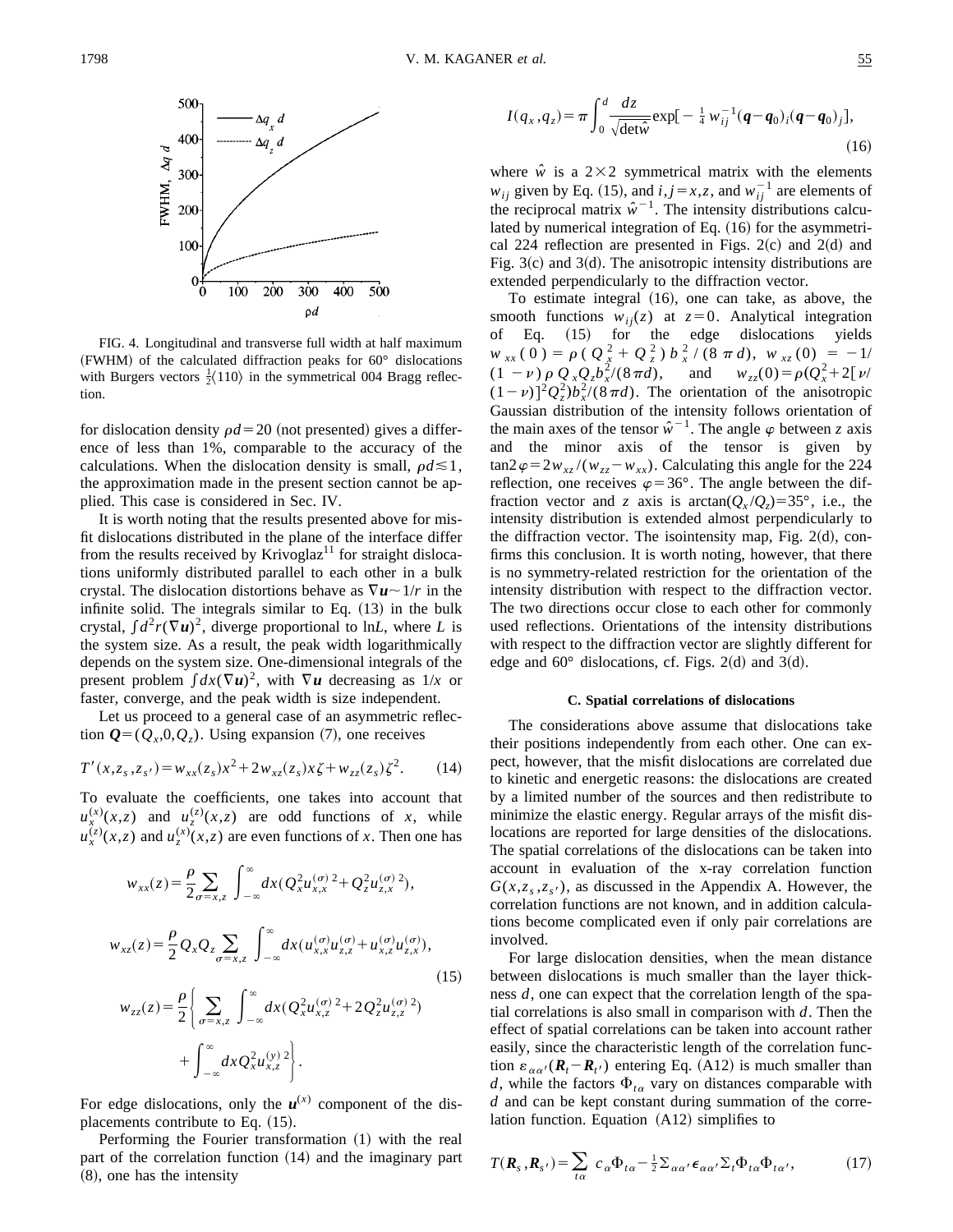FIG. 4. Longitudinal and transverse full width at half maximum (FWHM) of the calculated diffraction peaks for 60° dislocations with Burgers vectors $\frac{1}{2}\langle 110\rangle$ in the symmetrical 004 Bragg reflection.

for dislocation density $\rho d = 20$ (not presented) gives a difference of less than 1%, comparable to the accuracy of the calculations. When the dislocation density is small, $\rho d \lesssim 1$, the approximation made in the present section cannot be applied. This case is considered in Sec. IV.

It is worth noting that the results presented above for misfit dislocations distributed in the plane of the interface differ from the results received by Krivoglaz[11] for straight dislocations uniformly distributed parallel to each other in a bulk crystal. The dislocation distortions behave as $\nabla \boldsymbol{u} \sim 1/r$ in the infinite solid. The integrals similar to Eq. (13) in the bulk crystal, $\int d^2 r (\nabla \boldsymbol{u})^2$, diverge proportional to $\ln L$, where $L$ is the system size. As a result, the peak width logarithmically depends on the system size. One-dimensional integrals of the present problem $\int dx (\nabla \boldsymbol{u})^2$, with $\nabla \boldsymbol{u}$ decreasing as $1/x$ or faster, converge, and the peak width is size independent.

Let us proceed to a general case of an asymmetric reflection $\boldsymbol{Q} = (Q_x, 0, Q_z)$. Using expansion (7), one receives

$$T'(x, z_s, z_{s'}) = w_{xx}(z_s) x^2 + 2 w_{xz}(z_s) x \zeta + w_{zz}(z_s) \zeta^2. \tag{14}$$

To evaluate the coefficients, one takes into account that $u_x^{(x)}(x,z)$ and $u_z^{(z)}(x,z)$ are odd functions of $x$, while $u_x^{(z)}(x,z)$ and $u_z^{(x)}(x,z)$ are even functions of $x$. Then one has

$$
\begin{aligned}
w_{xx}(z) &= \frac{\rho}{2} \sum_{\sigma = x,z} \int_{-\infty}^{\infty} dx \left( Q_x^2 u_{x,x}^{(\sigma)\,2} + Q_z^2 u_{z,x}^{(\sigma)\,2} \right), \\
w_{xz}(z) &= \frac{\rho}{2} Q_x Q_z \sum_{\sigma = x,z} \int_{-\infty}^{\infty} dx \left( u_{x,x}^{(\sigma)} u_{z,z}^{(\sigma)} + u_{x,z}^{(\sigma)} u_{z,x}^{(\sigma)} \right), \\
w_{zz}(z) &= \frac{\rho}{2} \left\{ \sum_{\sigma = x,z} \int_{-\infty}^{\infty} dx \left( Q_x^2 u_{x,z}^{(\sigma)\,2} + 2 Q_z^2 u_{z,z}^{(\sigma)\,2} \right) \right. \\
&\qquad \left. + \int_{-\infty}^{\infty} dx\, Q_x^2 u_{x,z}^{(y)\,2} \right\}.
\end{aligned}
\tag{15}
$$

For edge dislocations, only the $\boldsymbol{u}^{(x)}$ component of the displacements contribute to Eq. (15).

Performing the Fourier transformation (1) with the real part of the correlation function (14) and the imaginary part (8), one has the intensity

$$I(q_x, q_z) = \pi \int_0^d \frac{dz}{\sqrt{\det \hat{w}}} \exp\left[ -\tfrac{1}{4} w_{ij}^{-1} (\boldsymbol{q} - \boldsymbol{q}_0)_i (\boldsymbol{q} - \boldsymbol{q}_0)_j \right], \tag{16}$$

where $\hat{w}$ is a $2 \times 2$ symmetrical matrix with the elements $w_{ij}$ given by Eq. (15), and $i, j = x, z$, and $w_{ij}^{-1}$ are elements of the reciprocal matrix $\hat{w}^{-1}$. The intensity distributions calculated by numerical integration of Eq. (16) for the asymmetrical 224 reflection are presented in Figs. 2(c) and 2(d) and Fig. 3(c) and 3(d). The anisotropic intensity distributions are extended perpendicularly to the diffraction vector.

To estimate integral (16), one can take, as above, the smooth functions $w_{ij}(z)$ at $z = 0$. Analytical integration of Eq. (15) for the edge dislocations yields $w_{xx}(0) = \rho (Q_x^2 + Q_z^2) b_x^2 / (8 \pi d)$, $w_{xz}(0) = -1/(1-\nu) \rho Q_x Q_z b_x^2 / (8 \pi d)$, and $w_{zz}(0) = \rho (Q_x^2 + 2[\nu/(1-\nu)]^2 Q_z^2) b_x^2 / (8 \pi d)$. The orientation of the anisotropic Gaussian distribution of the intensity follows orientation of the main axes of the tensor $\hat{w}^{-1}$. The angle $\varphi$ between $z$ axis and the minor axis of the tensor is given by $\tan 2\varphi = 2 w_{xz} / (w_{zz} - w_{xx})$. Calculating this angle for the 224 reflection, one receives $\varphi = 36°$. The angle between the diffraction vector and $z$ axis is $\arctan(Q_x/Q_z) = 35°$, i.e., the intensity distribution is extended almost perpendicularly to the diffraction vector. The isointensity map, Fig. 2(d), confirms this conclusion. It is worth noting, however, that there is no symmetry-related restriction for the orientation of the intensity distribution with respect to the diffraction vector. The two directions occur close to each other for commonly used reflections. Orientations of the intensity distributions with respect to the diffraction vector are slightly different for edge and 60° dislocations, cf. Figs. 2(d) and 3(d).

### C. Spatial correlations of dislocations

The considerations above assume that dislocations take their positions independently from each other. One can expect, however, that the misfit dislocations are correlated due to kinetic and energetic reasons: the dislocations are created by a limited number of the sources and then redistribute to minimize the elastic energy. Regular arrays of the misfit dislocations are reported for large densities of the dislocations. The spatial correlations of the dislocations can be taken into account in evaluation of the x-ray correlation function $G(x, z_s, z_{s'})$, as discussed in the Appendix A. However, the correlation functions are not known, and in addition calculations become complicated even if only pair correlations are involved.

For large dislocation densities, when the mean distance between dislocations is much smaller than the layer thickness $d$, one can expect that the correlation length of the spatial correlations is also small in comparison with $d$. Then the effect of spatial correlations can be taken into account rather easily, since the characteristic length of the correlation function $\varepsilon_{\alpha\alpha'}(\boldsymbol{R}_t - \boldsymbol{R}_{t'})$ entering Eq. (A12) is much smaller than $d$, while the factors $\Phi_{t\alpha}$ vary on distances comparable with $d$ and can be kept constant during summation of the correlation function. Equation (A12) simplifies to

$$T(\boldsymbol{R}_s, \boldsymbol{R}_{s'}) = \sum_{t\alpha} c_\alpha \Phi_{t\alpha} - \tfrac{1}{2} \Sigma_{\alpha\alpha'} \epsilon_{\alpha\alpha'} \Sigma_t \Phi_{t\alpha} \Phi_{t\alpha'}, \tag{17}$$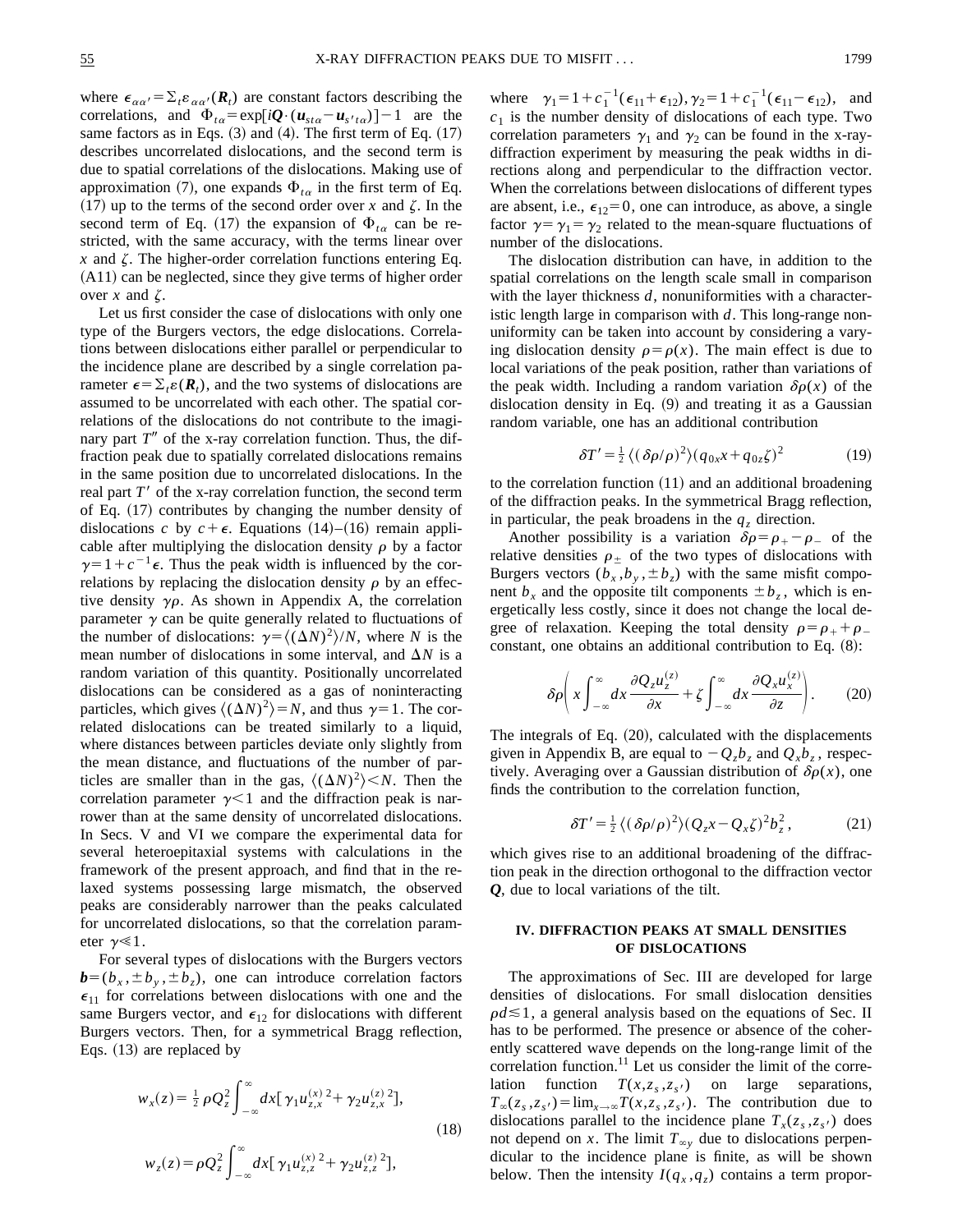where $\epsilon_{\alpha\alpha'}=\Sigma_t \varepsilon_{\alpha\alpha'}(\boldsymbol{R}_t)$ are constant factors describing the correlations, and $\Phi_{t\alpha}=\exp[i\boldsymbol{Q}\cdot(\boldsymbol{u}_{st\alpha}-\boldsymbol{u}_{s't\alpha})]-1$ are the same factors as in Eqs. (3) and (4). The first term of Eq. (17) describes uncorrelated dislocations, and the second term is due to spatial correlations of the dislocations. Making use of approximation (7), one expands $\Phi_{t\alpha}$ in the first term of Eq. (17) up to the terms of the second order over $x$ and $\zeta$. In the second term of Eq. (17) the expansion of $\Phi_{t\alpha}$ can be restricted, with the same accuracy, with the terms linear over $x$ and $\zeta$. The higher-order correlation functions entering Eq. (A11) can be neglected, since they give terms of higher order over $x$ and $\zeta$.

Let us first consider the case of dislocations with only one type of the Burgers vectors, the edge dislocations. Correlations between dislocations either parallel or perpendicular to the incidence plane are described by a single correlation parameter $\epsilon=\Sigma_t \varepsilon(\boldsymbol{R}_t)$, and the two systems of dislocations are assumed to be uncorrelated with each other. The spatial correlations of the dislocations do not contribute to the imaginary part $T''$ of the x-ray correlation function. Thus, the diffraction peak due to spatially correlated dislocations remains in the same position due to uncorrelated dislocations. In the real part $T'$ of the x-ray correlation function, the second term of Eq. (17) contributes by changing the number density of dislocations $c$ by $c+\epsilon$. Equations (14)–(16) remain applicable after multiplying the dislocation density $\rho$ by a factor $\gamma=1+c^{-1}\epsilon$. Thus the peak width is influenced by the correlations by replacing the dislocation density $\rho$ by an effective density $\gamma\rho$. As shown in Appendix A, the correlation parameter $\gamma$ can be quite generally related to fluctuations of the number of dislocations: $\gamma=\langle(\Delta N)^2\rangle/N$, where $N$ is the mean number of dislocations in some interval, and $\Delta N$ is a random variation of this quantity. Positionally uncorrelated dislocations can be considered as a gas of noninteracting particles, which gives $\langle(\Delta N)^2\rangle=N$, and thus $\gamma=1$. The correlated dislocations can be treated similarly to a liquid, where distances between particles deviate only slightly from the mean distance, and fluctuations of the number of particles are smaller than in the gas, $\langle(\Delta N)^2\rangle<N$. Then the correlation parameter $\gamma<1$ and the diffraction peak is narrower than at the same density of uncorrelated dislocations. In Secs. V and VI we compare the experimental data for several heteroepitaxial systems with calculations in the framework of the present approach, and find that in the relaxed systems possessing large mismatch, the observed peaks are considerably narrower than the peaks calculated for uncorrelated dislocations, so that the correlation parameter $\gamma\ll 1$.

For several types of dislocations with the Burgers vectors $\boldsymbol{b}=(b_x,\pm b_y,\pm b_z)$, one can introduce correlation factors $\epsilon_{11}$ for correlations between dislocations with one and the same Burgers vector, and $\epsilon_{12}$ for dislocations with different Burgers vectors. Then, for a symmetrical Bragg reflection, Eqs. (13) are replaced by

$$w_x(z)=\tfrac{1}{2}\rho Q_z^2\int_{-\infty}^{\infty}dx[\gamma_1 u_{z,x}^{(x)\,2}+\gamma_2 u_{z,x}^{(z)\,2}],$$

$$w_z(z)=\rho Q_z^2\int_{-\infty}^{\infty}dx[\gamma_1 u_{z,z}^{(x)\,2}+\gamma_2 u_{z,z}^{(z)\,2}], \tag{18}$$

where $\gamma_1=1+c_1^{-1}(\epsilon_{11}+\epsilon_{12}), \gamma_2=1+c_1^{-1}(\epsilon_{11}-\epsilon_{12})$, and $c_1$ is the number density of dislocations of each type. Two correlation parameters $\gamma_1$ and $\gamma_2$ can be found in the x-ray-diffraction experiment by measuring the peak widths in directions along and perpendicular to the diffraction vector. When the correlations between dislocations of different types are absent, i.e., $\epsilon_{12}=0$, one can introduce, as above, a single factor $\gamma=\gamma_1=\gamma_2$ related to the mean-square fluctuations of number of the dislocations.

The dislocation distribution can have, in addition to the spatial correlations on the length scale small in comparison with the layer thickness $d$, nonuniformities with a characteristic length large in comparison with $d$. This long-range nonuniformity can be taken into account by considering a varying dislocation density $\rho=\rho(x)$. The main effect is due to local variations of the peak position, rather than variations of the peak width. Including a random variation $\delta\rho(x)$ of the dislocation density in Eq. (9) and treating it as a Gaussian random variable, one has an additional contribution

$$\delta T'=\tfrac{1}{2}\langle(\delta\rho/\rho)^2\rangle(q_{0x}x+q_{0z}\zeta)^2 \tag{19}$$

to the correlation function (11) and an additional broadening of the diffraction peaks. In the symmetrical Bragg reflection, in particular, the peak broadens in the $q_z$ direction.

Another possibility is a variation $\delta\rho=\rho_+-\rho_-$ of the relative densities $\rho_\pm$ of the two types of dislocations with Burgers vectors $(b_x,b_y,\pm b_z)$ with the same misfit component $b_x$ and the opposite tilt components $\pm b_z$, which is energetically less costly, since it does not change the local degree of relaxation. Keeping the total density $\rho=\rho_++\rho_-$ constant, one obtains an additional contribution to Eq. (8):

$$\delta\rho\left(x\int_{-\infty}^{\infty}dx\frac{\partial Q_z u_z^{(z)}}{\partial x}+\zeta\int_{-\infty}^{\infty}dx\frac{\partial Q_x u_x^{(z)}}{\partial z}\right). \tag{20}$$

The integrals of Eq. (20), calculated with the displacements given in Appendix B, are equal to $-Q_z b_z$ and $Q_x b_z$, respectively. Averaging over a Gaussian distribution of $\delta\rho(x)$, one finds the contribution to the correlation function,

$$\delta T'=\tfrac{1}{2}\langle(\delta\rho/\rho)^2\rangle(Q_z x-Q_x\zeta)^2 b_z^2, \tag{21}$$

which gives rise to an additional broadening of the diffraction peak in the direction orthogonal to the diffraction vector $\boldsymbol{Q}$, due to local variations of the tilt.

## IV. DIFFRACTION PEAKS AT SMALL DENSITIES OF DISLOCATIONS

The approximations of Sec. III are developed for large densities of dislocations. For small dislocation densities $\rho d\lesssim 1$, a general analysis based on the equations of Sec. II has to be performed. The presence or absence of the coherently scattered wave depends on the long-range limit of the correlation function.[11] Let us consider the limit of the correlation function $T(x,z_s,z_{s'})$ on large separations, $T_\infty(z_s,z_{s'})=\lim_{x\to\infty}T(x,z_s,z_{s'})$. The contribution due to dislocations parallel to the incidence plane $T_x(z_s,z_{s'})$ does not depend on $x$. The limit $T_{\infty y}$ due to dislocations perpendicular to the incidence plane is finite, as will be shown below. Then the intensity $I(q_x,q_z)$ contains a term propor-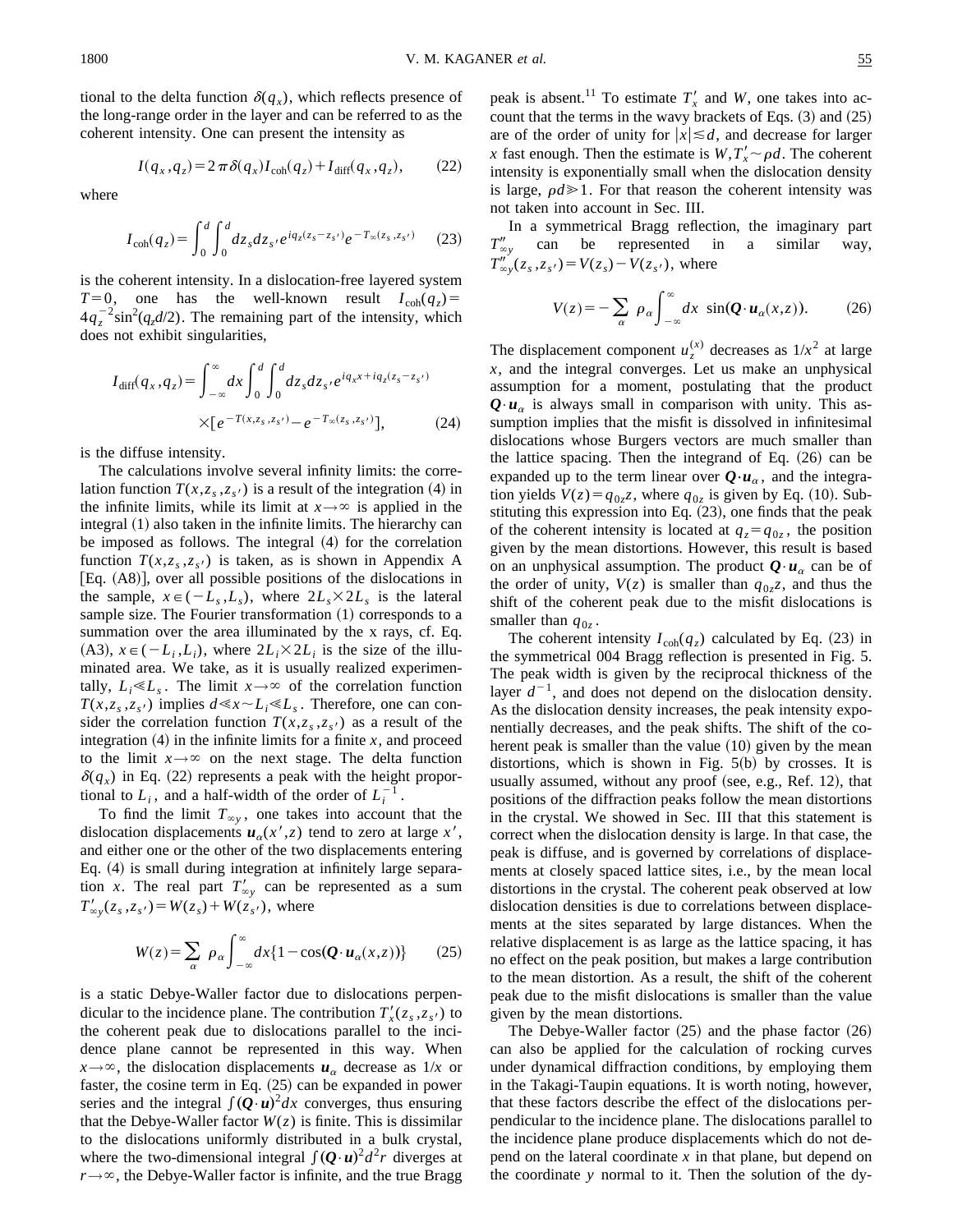tional to the delta function $\delta(q_x)$, which reflects presence of the long-range order in the layer and can be referred to as the coherent intensity. One can present the intensity as

$$I(q_x,q_z)=2\pi\delta(q_x)I_{\rm coh}(q_z)+I_{\rm diff}(q_x,q_z), \qquad (22)$$

where

$$I_{\rm coh}(q_z)=\int_0^d\int_0^d dz_s dz_{s'} e^{iq_z(z_s-z_{s'})}e^{-T_\infty(z_s,z_{s'})} \qquad (23)$$

is the coherent intensity. In a dislocation-free layered system $T=0$, one has the well-known result $I_{\rm coh}(q_z)=4q_z^{-2}\sin^2(q_zd/2)$. The remaining part of the intensity, which does not exhibit singularities,

$$I_{\rm diff}(q_x,q_z)=\int_{-\infty}^{\infty}dx\int_0^d\int_0^d dz_s dz_{s'} e^{iq_xx+iq_z(z_s-z_{s'})}\times[e^{-T(x,z_s,z_{s'})}-e^{-T_\infty(z_s,z_{s'})}], \qquad (24)$$

is the diffuse intensity.

The calculations involve several infinity limits: the correlation function $T(x,z_s,z_{s'})$ is a result of the integration (4) in the infinite limits, while its limit at $x\to\infty$ is applied in the integral (1) also taken in the infinite limits. The hierarchy can be imposed as follows. The integral (4) for the correlation function $T(x,z_s,z_{s'})$ is taken, as is shown in Appendix A [Eq. (A8)], over all possible positions of the dislocations in the sample, $x\in(-L_s,L_s)$, where $2L_s\times 2L_s$ is the lateral sample size. The Fourier transformation (1) corresponds to a summation over the area illuminated by the x rays, cf. Eq. (A3), $x\in(-L_i,L_i)$, where $2L_i\times 2L_i$ is the size of the illuminated area. We take, as it is usually realized experimentally, $L_i\ll L_s$. The limit $x\to\infty$ of the correlation function $T(x,z_s,z_{s'})$ implies $d\ll x\sim L_i\ll L_s$. Therefore, one can consider the correlation function $T(x,z_s,z_{s'})$ as a result of the integration (4) in the infinite limits for a finite $x$, and proceed to the limit $x\to\infty$ on the next stage. The delta function $\delta(q_x)$ in Eq. (22) represents a peak with the height proportional to $L_i$, and a half-width of the order of $L_i^{-1}$.

To find the limit $T_{\infty y}$, one takes into account that the dislocation displacements $\boldsymbol{u}_\alpha(x',z)$ tend to zero at large $x'$, and either one or the other of the two displacements entering Eq. (4) is small during integration at infinitely large separation $x$. The real part $T'_{\infty y}$ can be represented as a sum $T'_{\infty y}(z_s,z_{s'})=W(z_s)+W(z_{s'})$, where

$$W(z)=\sum_\alpha \rho_\alpha\int_{-\infty}^{\infty}dx\{1-\cos(\boldsymbol{Q}\cdot\boldsymbol{u}_\alpha(x,z))\} \qquad (25)$$

is a static Debye-Waller factor due to dislocations perpendicular to the incidence plane. The contribution $T'_x(z_s,z_{s'})$ to the coherent peak due to dislocations parallel to the incidence plane cannot be represented in this way. When $x\to\infty$, the dislocation displacements $\boldsymbol{u}_\alpha$ decrease as $1/x$ or faster, the cosine term in Eq. (25) can be expanded in power series and the integral $\int(\boldsymbol{Q}\cdot\boldsymbol{u})^2dx$ converges, thus ensuring that the Debye-Waller factor $W(z)$ is finite. This is dissimilar to the dislocations uniformly distributed in a bulk crystal, where the two-dimensional integral $\int(\boldsymbol{Q}\cdot\boldsymbol{u})^2d^2r$ diverges at $r\to\infty$, the Debye-Waller factor is infinite, and the true Bragg peak is absent.[11] To estimate $T'_x$ and $W$, one takes into account that the terms in the wavy brackets of Eqs. (3) and (25) are of the order of unity for $|x|\lesssim d$, and decrease for larger $x$ fast enough. Then the estimate is $W,T'_x\sim\rho d$. The coherent intensity is exponentially small when the dislocation density is large, $\rho d\gg 1$. For that reason the coherent intensity was not taken into account in Sec. III.

In a symmetrical Bragg reflection, the imaginary part $T''_{\infty y}$ can be represented in a similar way, $T''_{\infty y}(z_s,z_{s'})=V(z_s)-V(z_{s'})$, where

$$V(z)=-\sum_\alpha \rho_\alpha\int_{-\infty}^{\infty}dx\ \sin(\boldsymbol{Q}\cdot\boldsymbol{u}_\alpha(x,z)). \qquad (26)$$

The displacement component $u_z^{(x)}$ decreases as $1/x^2$ at large $x$, and the integral converges. Let us make an unphysical assumption for a moment, postulating that the product $\boldsymbol{Q}\cdot\boldsymbol{u}_\alpha$ is always small in comparison with unity. This assumption implies that the misfit is dissolved in infinitesimal dislocations whose Burgers vectors are much smaller than the lattice spacing. Then the integrand of Eq. (26) can be expanded up to the term linear over $\boldsymbol{Q}\cdot\boldsymbol{u}_\alpha$, and the integration yields $V(z)=q_{0z}z$, where $q_{0z}$ is given by Eq. (10). Substituting this expression into Eq. (23), one finds that the peak of the coherent intensity is located at $q_z=q_{0z}$, the position given by the mean distortions. However, this result is based on an unphysical assumption. The product $\boldsymbol{Q}\cdot\boldsymbol{u}_\alpha$ can be of the order of unity, $V(z)$ is smaller than $q_{0z}z$, and thus the shift of the coherent peak due to the misfit dislocations is smaller than $q_{0z}$.

The coherent intensity $I_{\rm coh}(q_z)$ calculated by Eq. (23) in the symmetrical 004 Bragg reflection is presented in Fig. 5. The peak width is given by the reciprocal thickness of the layer $d^{-1}$, and does not depend on the dislocation density. As the dislocation density increases, the peak intensity exponentially decreases, and the peak shifts. The shift of the coherent peak is smaller than the value (10) given by the mean distortions, which is shown in Fig. 5(b) by crosses. It is usually assumed, without any proof (see, e.g., Ref. 12), that positions of the diffraction peaks follow the mean distortions in the crystal. We showed in Sec. III that this statement is correct when the dislocation density is large. In that case, the peak is diffuse, and is governed by correlations of displacements at closely spaced lattice sites, i.e., by the mean local distortions in the crystal. The coherent peak observed at low dislocation densities is due to correlations between displacements at the sites separated by large distances. When the relative displacement is as large as the lattice spacing, it has no effect on the peak position, but makes a large contribution to the mean distortion. As a result, the shift of the coherent peak due to the misfit dislocations is smaller than the value given by the mean distortions.

The Debye-Waller factor (25) and the phase factor (26) can also be applied for the calculation of rocking curves under dynamical diffraction conditions, by employing them in the Takagi-Taupin equations. It is worth noting, however, that these factors describe the effect of the dislocations perpendicular to the incidence plane. The dislocations parallel to the incidence plane produce displacements which do not depend on the lateral coordinate $x$ in that plane, but depend on the coordinate $y$ normal to it. Then the solution of the dy-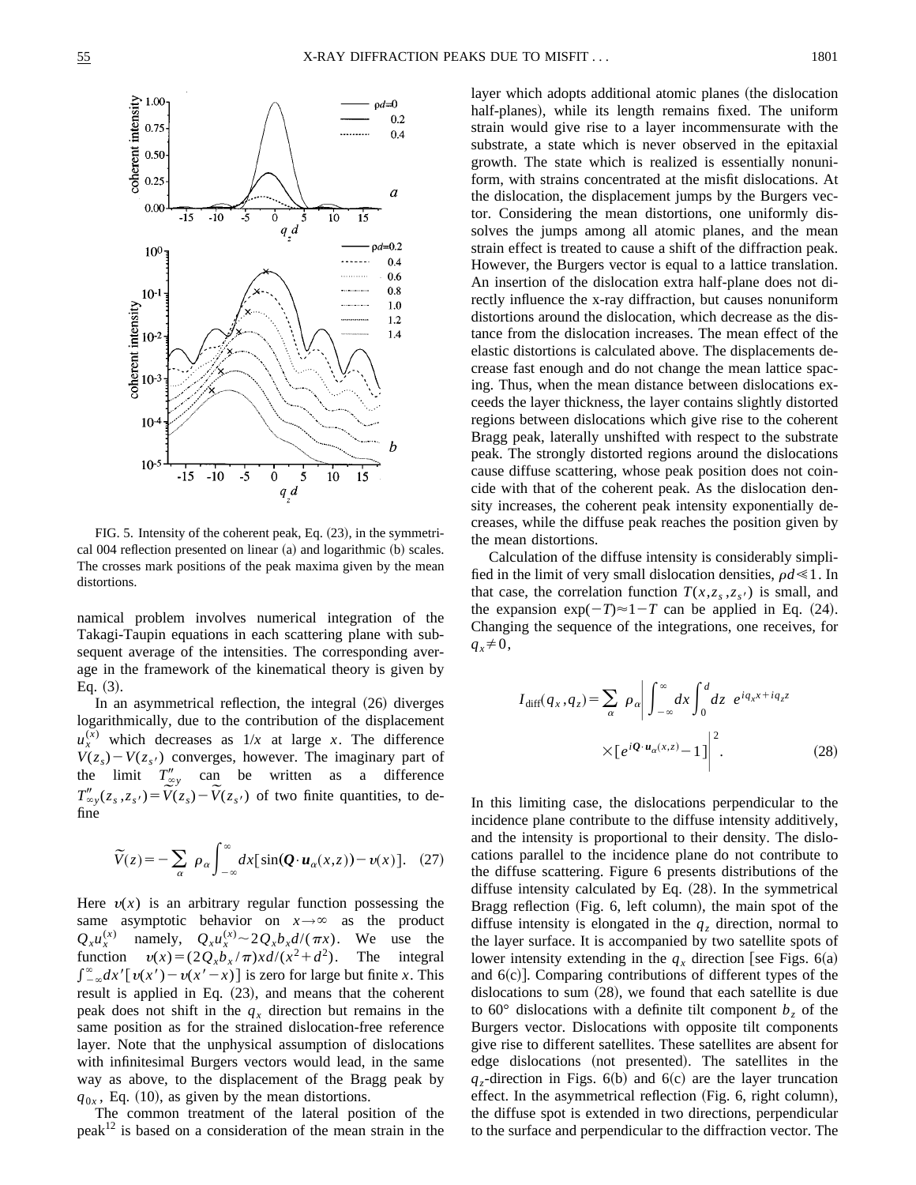coherent intensity

1.00

0.75

0.50

0.25

0.00

-15 -10 -5 0 5 10 15

$q_z d$

$\rho d$=0

0.2

0.4

*a*

$10^0$

$10^{-1}$

$10^{-2}$

$10^{-3}$

$10^{-4}$

$10^{-5}$

coherent intensity

-15 -10 -5 0 5 10 15

$q_z d$

$\rho d$=0.2

0.4

0.6

0.8

1.0

1.2

1.4

*b*

FIG. 5. Intensity of the coherent peak, Eq. (23), in the symmetrical 004 reflection presented on linear (a) and logarithmic (b) scales. The crosses mark positions of the peak maxima given by the mean distortions.

namical problem involves numerical integration of the Takagi-Taupin equations in each scattering plane with subsequent average of the intensities. The corresponding average in the framework of the kinematical theory is given by Eq. (3).

In an asymmetrical reflection, the integral (26) diverges logarithmically, due to the contribution of the displacement $u_x^{(x)}$ which decreases as $1/x$ at large $x$. The difference $V(z_s) - V(z_{s'})$ converges, however. The imaginary part of the limit $T''_{\infty y}$ can be written as a difference $T''_{\infty y}(z_s, z_{s'}) = \widetilde{V}(z_s) - \widetilde{V}(z_{s'})$ of two finite quantities, to define

$$\widetilde{V}(z) = -\sum_\alpha \rho_\alpha \int_{-\infty}^{\infty} dx [\sin(\mathbf{Q}\cdot\mathbf{u}_\alpha(x,z)) - v(x)]. \quad (27)$$

Here $v(x)$ is an arbitrary regular function possessing the same asymptotic behavior on $x\to\infty$ as the product $Q_x u_x^{(x)}$ namely, $Q_x u_x^{(x)} \sim 2Q_x b_x d/(\pi x)$. We use the function $v(x) = (2Q_x b_x/\pi)xd/(x^2+d^2)$. The integral $\int_{-\infty}^{\infty} dx'[v(x') - v(x'-x)]$ is zero for large but finite $x$. This result is applied in Eq. (23), and means that the coherent peak does not shift in the $q_x$ direction but remains in the same position as for the strained dislocation-free reference layer. Note that the unphysical assumption of dislocations with infinitesimal Burgers vectors would lead, in the same way as above, to the displacement of the Bragg peak by $q_{0x}$, Eq. (10), as given by the mean distortions.

The common treatment of the lateral position of the peak[12] is based on a consideration of the mean strain in the layer which adopts additional atomic planes (the dislocation half-planes), while its length remains fixed. The uniform strain would give rise to a layer incommensurate with the substrate, a state which is never observed in the epitaxial growth. The state which is realized is essentially nonuniform, with strains concentrated at the misfit dislocations. At the dislocation, the displacement jumps by the Burgers vector. Considering the mean distortions, one uniformly dissolves the jumps among all atomic planes, and the mean strain effect is treated to cause a shift of the diffraction peak. However, the Burgers vector is equal to a lattice translation. An insertion of the dislocation extra half-plane does not directly influence the x-ray diffraction, but causes nonuniform distortions around the dislocation, which decrease as the distance from the dislocation increases. The mean effect of the elastic distortions is calculated above. The displacements decrease fast enough and do not change the mean lattice spacing. Thus, when the mean distance between dislocations exceeds the layer thickness, the layer contains slightly distorted regions between dislocations which give rise to the coherent Bragg peak, laterally unshifted with respect to the substrate peak. The strongly distorted regions around the dislocations cause diffuse scattering, whose peak position does not coincide with that of the coherent peak. As the dislocation density increases, the coherent peak intensity exponentially decreases, while the diffuse peak reaches the position given by the mean distortions.

Calculation of the diffuse intensity is considerably simplified in the limit of very small dislocation densities, $\rho d \ll 1$. In that case, the correlation function $T(x, z_s, z_{s'})$ is small, and the expansion $\exp(-T)\approx 1-T$ can be applied in Eq. (24). Changing the sequence of the integrations, one receives, for $q_x \neq 0$,

$$I_{\rm diff}(q_x,q_z) = \sum_\alpha \rho_\alpha \left| \int_{-\infty}^{\infty} dx \int_0^d dz\ e^{iq_x x + iq_z z} \times [e^{i\mathbf{Q}\cdot\mathbf{u}_\alpha(x,z)} - 1] \right|^2. \quad (28)$$

In this limiting case, the dislocations perpendicular to the incidence plane contribute to the diffuse intensity additively, and the intensity is proportional to their density. The dislocations parallel to the incidence plane do not contribute to the diffuse scattering. Figure 6 presents distributions of the diffuse intensity calculated by Eq. (28). In the symmetrical Bragg reflection (Fig. 6, left column), the main spot of the diffuse intensity is elongated in the $q_z$ direction, normal to the layer surface. It is accompanied by two satellite spots of lower intensity extending in the $q_x$ direction [see Figs. 6(a) and 6(c)]. Comparing contributions of different types of the dislocations to sum (28), we found that each satellite is due to 60° dislocations with a definite tilt component $b_z$ of the Burgers vector. Dislocations with opposite tilt components give rise to different satellites. These satellites are absent for edge dislocations (not presented). The satellites in the $q_z$-direction in Figs. 6(b) and 6(c) are the layer truncation effect. In the asymmetrical reflection (Fig. 6, right column), the diffuse spot is extended in two directions, perpendicular to the surface and perpendicular to the diffraction vector. The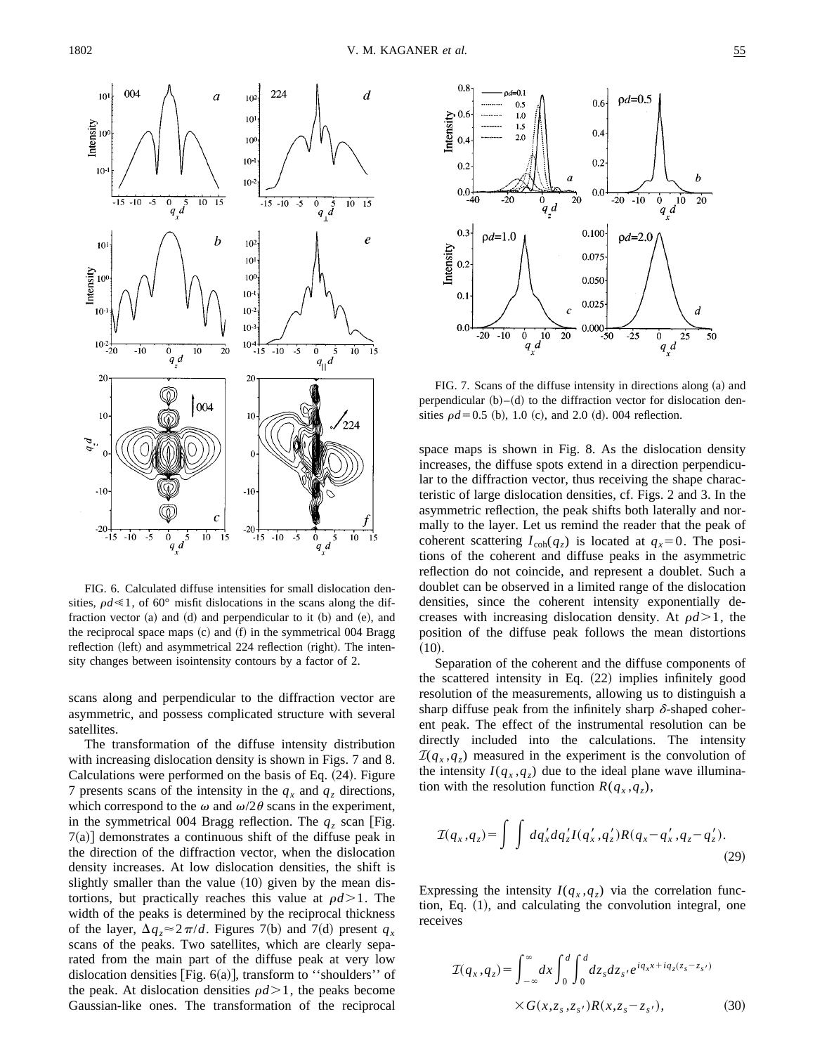FIG. 6. Calculated diffuse intensities for small dislocation densities, $\rho d \ll 1$, of 60° misfit dislocations in the scans along the diffraction vector (a) and (d) and perpendicular to it (b) and (e), and the reciprocal space maps (c) and (f) in the symmetrical 004 Bragg reflection (left) and asymmetrical 224 reflection (right). The intensity changes between isointensity contours by a factor of 2.

scans along and perpendicular to the diffraction vector are asymmetric, and possess complicated structure with several satellites.

The transformation of the diffuse intensity distribution with increasing dislocation density is shown in Figs. 7 and 8. Calculations were performed on the basis of Eq. (24). Figure 7 presents scans of the intensity in the $q_x$ and $q_z$ directions, which correspond to the $\omega$ and $\omega/2\theta$ scans in the experiment, in the symmetrical 004 Bragg reflection. The $q_z$ scan [Fig. 7(a)] demonstrates a continuous shift of the diffuse peak in the direction of the diffraction vector, when the dislocation density increases. At low dislocation densities, the shift is slightly smaller than the value (10) given by the mean distortions, but practically reaches this value at $\rho d > 1$. The width of the peaks is determined by the reciprocal thickness of the layer, $\Delta q_z \approx 2\pi/d$. Figures 7(b) and 7(d) present $q_x$ scans of the peaks. Two satellites, which are clearly separated from the main part of the diffuse peak at very low dislocation densities [Fig. 6(a)], transform to "shoulders" of the peak. At dislocation densities $\rho d > 1$, the peaks become Gaussian-like ones. The transformation of the reciprocal space maps is shown in Fig. 8. As the dislocation density increases, the diffuse spots extend in a direction perpendicular to the diffraction vector, thus receiving the shape characteristic of large dislocation densities, cf. Figs. 2 and 3. In the asymmetric reflection, the peak shifts both laterally and normally to the layer. Let us remind the reader that the peak of coherent scattering $I_{\mathrm{coh}}(q_z)$ is located at $q_x = 0$. The positions of the coherent and diffuse peaks in the asymmetric reflection do not coincide, and represent a doublet. Such a doublet can be observed in a limited range of the dislocation densities, since the coherent intensity exponentially decreases with increasing dislocation density. At $\rho d > 1$, the position of the diffuse peak follows the mean distortions (10).

FIG. 7. Scans of the diffuse intensity in directions along (a) and perpendicular (b)–(d) to the diffraction vector for dislocation densities $\rho d = 0.5$ (b), 1.0 (c), and 2.0 (d). 004 reflection.

Separation of the coherent and the diffuse components of the scattered intensity in Eq. (22) implies infinitely good resolution of the measurements, allowing us to distinguish a sharp diffuse peak from the infinitely sharp $\delta$-shaped coherent peak. The effect of the instrumental resolution can be directly included into the calculations. The intensity $\mathcal{I}(q_x, q_z)$ measured in the experiment is the convolution of the intensity $I(q_x, q_z)$ due to the ideal plane wave illumination with the resolution function $R(q_x, q_z)$,

$$\mathcal{I}(q_x, q_z) = \int \int dq_x' dq_z' I(q_x', q_z') R(q_x - q_x', q_z - q_z'). \tag{29}$$

Expressing the intensity $I(q_x, q_z)$ via the correlation function, Eq. (1), and calculating the convolution integral, one receives

$$\mathcal{I}(q_x, q_z) = \int_{-\infty}^{\infty} dx \int_0^d \int_0^d dz_s dz_{s'} e^{iq_x x + iq_z(z_s - z_{s'})} \times G(x, z_s, z_{s'}) R(x, z_s - z_{s'}), \tag{30}$$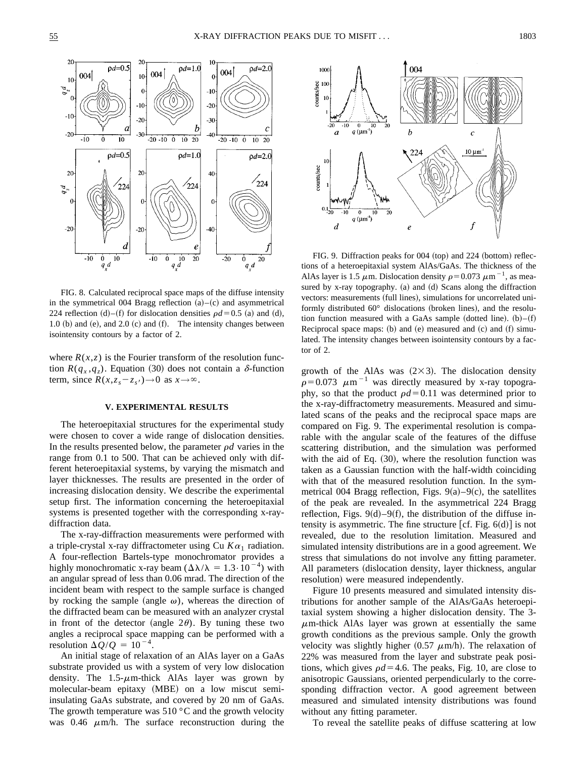FIG. 8. Calculated reciprocal space maps of the diffuse intensity in the symmetrical 004 Bragg reflection (a)–(c) and asymmetrical 224 reflection (d)–(f) for dislocation densities $\rho d = 0.5$ (a) and (d), 1.0 (b) and (e), and 2.0 (c) and (f). The intensity changes between isointensity contours by a factor of 2.

FIG. 9. Diffraction peaks for 004 (top) and 224 (bottom) reflections of a heteroepitaxial system AlAs/GaAs. The thickness of the AlAs layer is 1.5 $\mu$m. Dislocation density $\rho = 0.073\ \mu\text{m}^{-1}$, as measured by x-ray topography. (a) and (d) Scans along the diffraction vectors: measurements (full lines), simulations for uncorrelated uniformly distributed 60° dislocations (broken lines), and the resolution function measured with a GaAs sample (dotted line). (b)–(f) Reciprocal space maps: (b) and (e) measured and (c) and (f) simulated. The intensity changes between isointensity contours by a factor of 2.

where $R(x,z)$ is the Fourier transform of the resolution function $R(q_x, q_z)$. Equation (30) does not contain a $\delta$-function term, since $R(x, z_s - z_{s'}) \to 0$ as $x \to \infty$.

## V. EXPERIMENTAL RESULTS

The heteroepitaxial structures for the experimental study were chosen to cover a wide range of dislocation densities. In the results presented below, the parameter $\rho d$ varies in the range from 0.1 to 500. That can be achieved only with different heteroepitaxial systems, by varying the mismatch and layer thicknesses. The results are presented in the order of increasing dislocation density. We describe the experimental setup first. The information concerning the heteroepitaxial systems is presented together with the corresponding x-ray-diffraction data.

The x-ray-diffraction measurements were performed with a triple-crystal x-ray diffractometer using Cu $K\alpha_1$ radiation. A four-reflection Bartels-type monochromator provides a highly monochromatic x-ray beam ($\Delta\lambda/\lambda = 1.3 \cdot 10^{-4}$) with an angular spread of less than 0.06 mrad. The direction of the incident beam with respect to the sample surface is changed by rocking the sample (angle $\omega$), whereas the direction of the diffracted beam can be measured with an analyzer crystal in front of the detector (angle $2\theta$). By tuning these two angles a reciprocal space mapping can be performed with a resolution $\Delta Q/Q = 10^{-4}$.

An initial stage of relaxation of an AlAs layer on a GaAs substrate provided us with a system of very low dislocation density. The 1.5-$\mu$m-thick AlAs layer was grown by molecular-beam epitaxy (MBE) on a low miscut semi-insulating GaAs substrate, and covered by 20 nm of GaAs. The growth temperature was 510 °C and the growth velocity was 0.46 $\mu$m/h. The surface reconstruction during the growth of the AlAs was (2×3). The dislocation density $\rho = 0.073\ \mu\text{m}^{-1}$ was directly measured by x-ray topography, so that the product $\rho d = 0.11$ was determined prior to the x-ray-diffractometry measurements. Measured and simulated scans of the peaks and the reciprocal space maps are compared on Fig. 9. The experimental resolution is comparable with the angular scale of the features of the diffuse scattering distribution, and the simulation was performed with the aid of Eq. (30), where the resolution function was taken as a Gaussian function with the half-width coinciding with that of the measured resolution function. In the symmetrical 004 Bragg reflection, Figs. 9(a)–9(c), the satellites of the peak are revealed. In the asymmetrical 224 Bragg reflection, Figs. 9(d)–9(f), the distribution of the diffuse intensity is asymmetric. The fine structure [cf. Fig. 6(d)] is not revealed, due to the resolution limitation. Measured and simulated intensity distributions are in a good agreement. We stress that simulations do not involve any fitting parameter. All parameters (dislocation density, layer thickness, angular resolution) were measured independently.

Figure 10 presents measured and simulated intensity distributions for another sample of the AlAs/GaAs heteroepitaxial system showing a higher dislocation density. The 3-$\mu$m-thick AlAs layer was grown at essentially the same growth conditions as the previous sample. Only the growth velocity was slightly higher (0.57 $\mu$m/h). The relaxation of 22% was measured from the layer and substrate peak positions, which gives $\rho d = 4.6$. The peaks, Fig. 10, are close to anisotropic Gaussians, oriented perpendicularly to the corresponding diffraction vector. A good agreement between measured and simulated intensity distributions was found without any fitting parameter.

To reveal the satellite peaks of diffuse scattering at low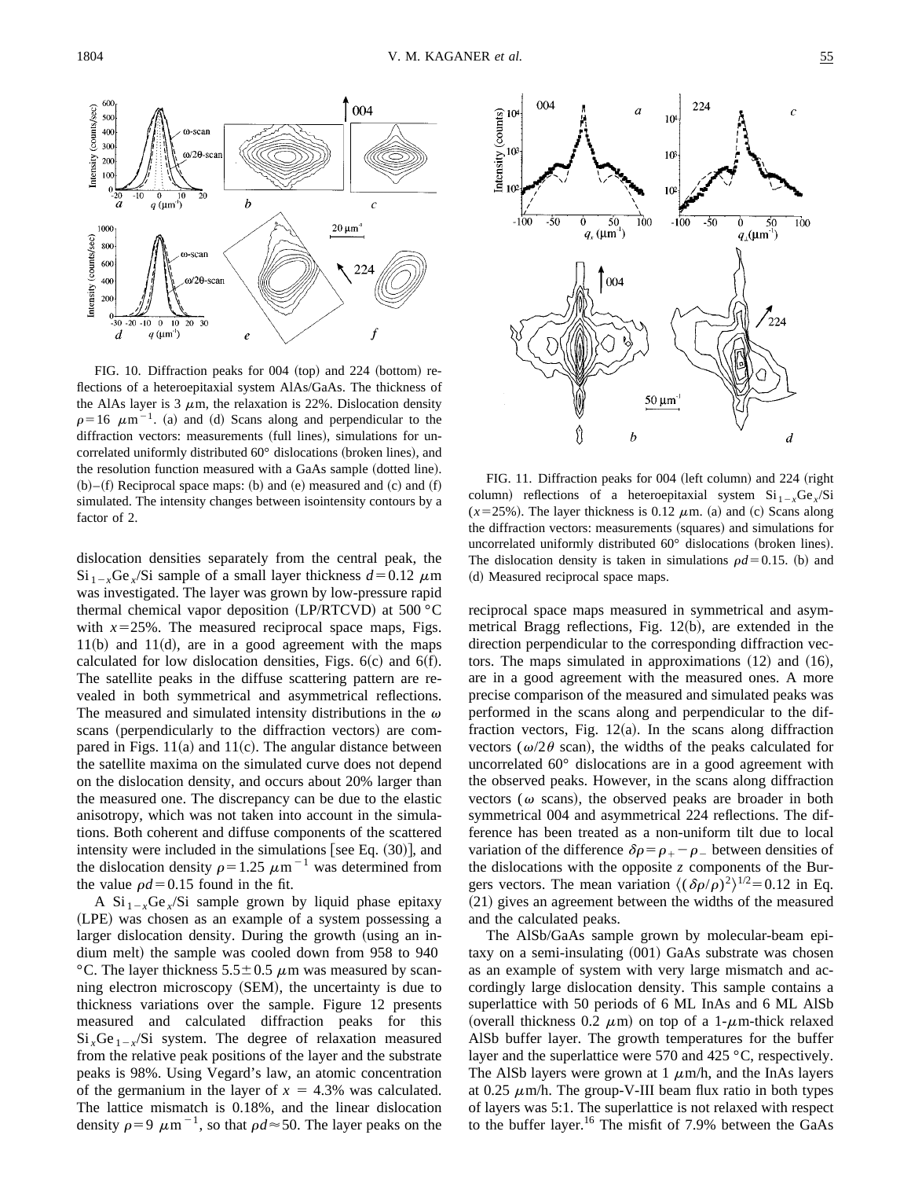FIG. 10. Diffraction peaks for 004 (top) and 224 (bottom) reflections of a heteroepitaxial system AlAs/GaAs. The thickness of the AlAs layer is 3 $\mu$m, the relaxation is 22%. Dislocation density $\rho = 16\ \mu\text{m}^{-1}$. (a) and (d) Scans along and perpendicular to the diffraction vectors: measurements (full lines), simulations for uncorrelated uniformly distributed 60° dislocations (broken lines), and the resolution function measured with a GaAs sample (dotted line). (b)–(f) Reciprocal space maps: (b) and (e) measured and (c) and (f) simulated. The intensity changes between isointensity contours by a factor of 2.

FIG. 11. Diffraction peaks for 004 (left column) and 224 (right column) reflections of a heteroepitaxial system $Si_{1-x}Ge_x$/Si ($x = 25\%$). The layer thickness is 0.12 $\mu$m. (a) and (c) Scans along the diffraction vectors: measurements (squares) and simulations for uncorrelated uniformly distributed 60° dislocations (broken lines). The dislocation density is taken in simulations $\rho d = 0.15$. (b) and (d) Measured reciprocal space maps.

dislocation densities separately from the central peak, the $Si_{1-x}Ge_x$/Si sample of a small layer thickness $d = 0.12\ \mu$m was investigated. The layer was grown by low-pressure rapid thermal chemical vapor deposition (LP/RTCVD) at 500 °C with $x = 25\%$. The measured reciprocal space maps, Figs. 11(b) and 11(d), are in a good agreement with the maps calculated for low dislocation densities, Figs. 6(c) and 6(f). The satellite peaks in the diffuse scattering pattern are revealed in both symmetrical and asymmetrical reflections. The measured and simulated intensity distributions in the $\omega$ scans (perpendicularly to the diffraction vectors) are compared in Figs. 11(a) and 11(c). The angular distance between the satellite maxima on the simulated curve does not depend on the dislocation density, and occurs about 20% larger than the measured one. The discrepancy can be due to the elastic anisotropy, which was not taken into account in the simulations. Both coherent and diffuse components of the scattered intensity were included in the simulations [see Eq. (30)], and the dislocation density $\rho = 1.25\ \mu\text{m}^{-1}$ was determined from the value $\rho d = 0.15$ found in the fit.

A $Si_{1-x}Ge_x$/Si sample grown by liquid phase epitaxy (LPE) was chosen as an example of a system possessing a larger dislocation density. During the growth (using an indium melt) the sample was cooled down from 958 to 940 °C. The layer thickness $5.5 \pm 0.5\ \mu$m was measured by scanning electron microscopy (SEM), the uncertainty is due to thickness variations over the sample. Figure 12 presents measured and calculated diffraction peaks for this $Si_xGe_{1-x}$/Si system. The degree of relaxation measured from the relative peak positions of the layer and the substrate peaks is 98%. Using Vegard's law, an atomic concentration of the germanium in the layer of $x = 4.3\%$ was calculated. The lattice mismatch is 0.18%, and the linear dislocation density $\rho = 9\ \mu\text{m}^{-1}$, so that $\rho d \approx 50$. The layer peaks on the reciprocal space maps measured in symmetrical and asymmetrical Bragg reflections, Fig. 12(b), are extended in the direction perpendicular to the corresponding diffraction vectors. The maps simulated in approximations (12) and (16), are in a good agreement with the measured ones. A more precise comparison of the measured and simulated peaks was performed in the scans along and perpendicular to the diffraction vectors, Fig. 12(a). In the scans along diffraction vectors ($\omega/2\theta$ scan), the widths of the peaks calculated for uncorrelated 60° dislocations are in a good agreement with the observed peaks. However, in the scans along diffraction vectors ($\omega$ scans), the observed peaks are broader in both symmetrical 004 and asymmetrical 224 reflections. The difference has been treated as a non-uniform tilt due to local variation of the difference $\delta\rho = \rho_+ - \rho_-$ between densities of the dislocations with the opposite $z$ components of the Burgers vectors. The mean variation $\langle(\delta\rho/\rho)^2\rangle^{1/2} = 0.12$ in Eq. (21) gives an agreement between the widths of the measured and the calculated peaks.

The AlSb/GaAs sample grown by molecular-beam epitaxy on a semi-insulating (001) GaAs substrate was chosen as an example of system with very large mismatch and accordingly large dislocation density. This sample contains a superlattice with 50 periods of 6 ML InAs and 6 ML AlSb (overall thickness 0.2 $\mu$m) on top of a 1-$\mu$m-thick relaxed AlSb buffer layer. The growth temperatures for the buffer layer and the superlattice were 570 and 425 °C, respectively. The AlSb layers were grown at 1 $\mu$m/h, and the InAs layers at 0.25 $\mu$m/h. The group-V-III beam flux ratio in both types of layers was 5:1. The superlattice is not relaxed with respect to the buffer layer.[16] The misfit of 7.9% between the GaAs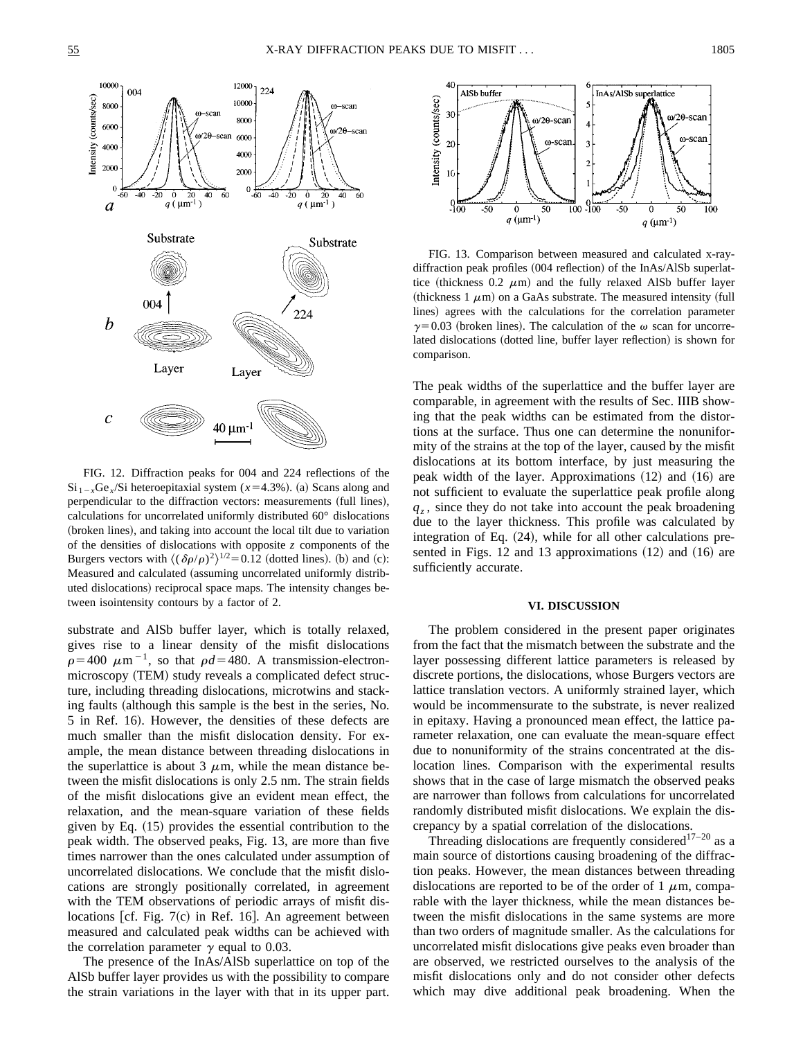FIG. 12. Diffraction peaks for 004 and 224 reflections of the $Si_{1-x}Ge_x$/Si heteroepitaxial system ($x=4.3\%$). (a) Scans along and perpendicular to the diffraction vectors: measurements (full lines), calculations for uncorrelated uniformly distributed 60° dislocations (broken lines), and taking into account the local tilt due to variation of the densities of dislocations with opposite $z$ components of the Burgers vectors with $\langle(\delta\rho/\rho)^2\rangle^{1/2}=0.12$ (dotted lines). (b) and (c): Measured and calculated (assuming uncorrelated uniformly distributed dislocations) reciprocal space maps. The intensity changes between isointensity contours by a factor of 2.

substrate and AlSb buffer layer, which is totally relaxed, gives rise to a linear density of the misfit dislocations $\rho=400$ $\mu m^{-1}$, so that $\rho d=480$. A transmission-electron-microscopy (TEM) study reveals a complicated defect structure, including threading dislocations, microtwins and stacking faults (although this sample is the best in the series, No. 5 in Ref. 16). However, the densities of these defects are much smaller than the misfit dislocation density. For example, the mean distance between threading dislocations in the superlattice is about 3 $\mu$m, while the mean distance between the misfit dislocations is only 2.5 nm. The strain fields of the misfit dislocations give an evident mean effect, the relaxation, and the mean-square variation of these fields given by Eq. (15) provides the essential contribution to the peak width. The observed peaks, Fig. 13, are more than five times narrower than the ones calculated under assumption of uncorrelated dislocations. We conclude that the misfit dislocations are strongly positionally correlated, in agreement with the TEM observations of periodic arrays of misfit dislocations [cf. Fig. 7(c) in Ref. 16]. An agreement between measured and calculated peak widths can be achieved with the correlation parameter $\gamma$ equal to 0.03.

The presence of the InAs/AlSb superlattice on top of the AlSb buffer layer provides us with the possibility to compare the strain variations in the layer with that in its upper part.

FIG. 13. Comparison between measured and calculated x-ray-diffraction peak profiles (004 reflection) of the InAs/AlSb superlattice (thickness 0.2 $\mu$m) and the fully relaxed AlSb buffer layer (thickness 1 $\mu$m) on a GaAs substrate. The measured intensity (full lines) agrees with the calculations for the correlation parameter $\gamma=0.03$ (broken lines). The calculation of the $\omega$ scan for uncorrelated dislocations (dotted line, buffer layer reflection) is shown for comparison.

The peak widths of the superlattice and the buffer layer are comparable, in agreement with the results of Sec. III B showing that the peak widths can be estimated from the distortions at the surface. Thus one can determine the nonuniformity of the strains at the top of the layer, caused by the misfit dislocations at its bottom interface, by just measuring the peak width of the layer. Approximations (12) and (16) are not sufficient to evaluate the superlattice peak profile along $q_z$, since they do not take into account the peak broadening due to the layer thickness. This profile was calculated by integration of Eq. (24), while for all other calculations presented in Figs. 12 and 13 approximations (12) and (16) are sufficiently accurate.

## VI. DISCUSSION

The problem considered in the present paper originates from the fact that the mismatch between the substrate and the layer possessing different lattice parameters is released by discrete portions, the dislocations, whose Burgers vectors are lattice translation vectors. A uniformly strained layer, which would be incommensurate to the substrate, is never realized in epitaxy. Having a pronounced mean effect, the lattice parameter relaxation, one can evaluate the mean-square effect due to nonuniformity of the strains concentrated at the dislocation lines. Comparison with the experimental results shows that in the case of large mismatch the observed peaks are narrower than follows from calculations for uncorrelated randomly distributed misfit dislocations. We explain the discrepancy by a spatial correlation of the dislocations.

Threading dislocations are frequently considered[17–20] as a main source of distortions causing broadening of the diffraction peaks. However, the mean distances between threading dislocations are reported to be of the order of 1 $\mu$m, comparable with the layer thickness, while the mean distances between the misfit dislocations in the same systems are more than two orders of magnitude smaller. As the calculations for uncorrelated misfit dislocations give peaks even broader than are observed, we restricted ourselves to the analysis of the misfit dislocations only and do not consider other defects which may dive additional peak broadening. When the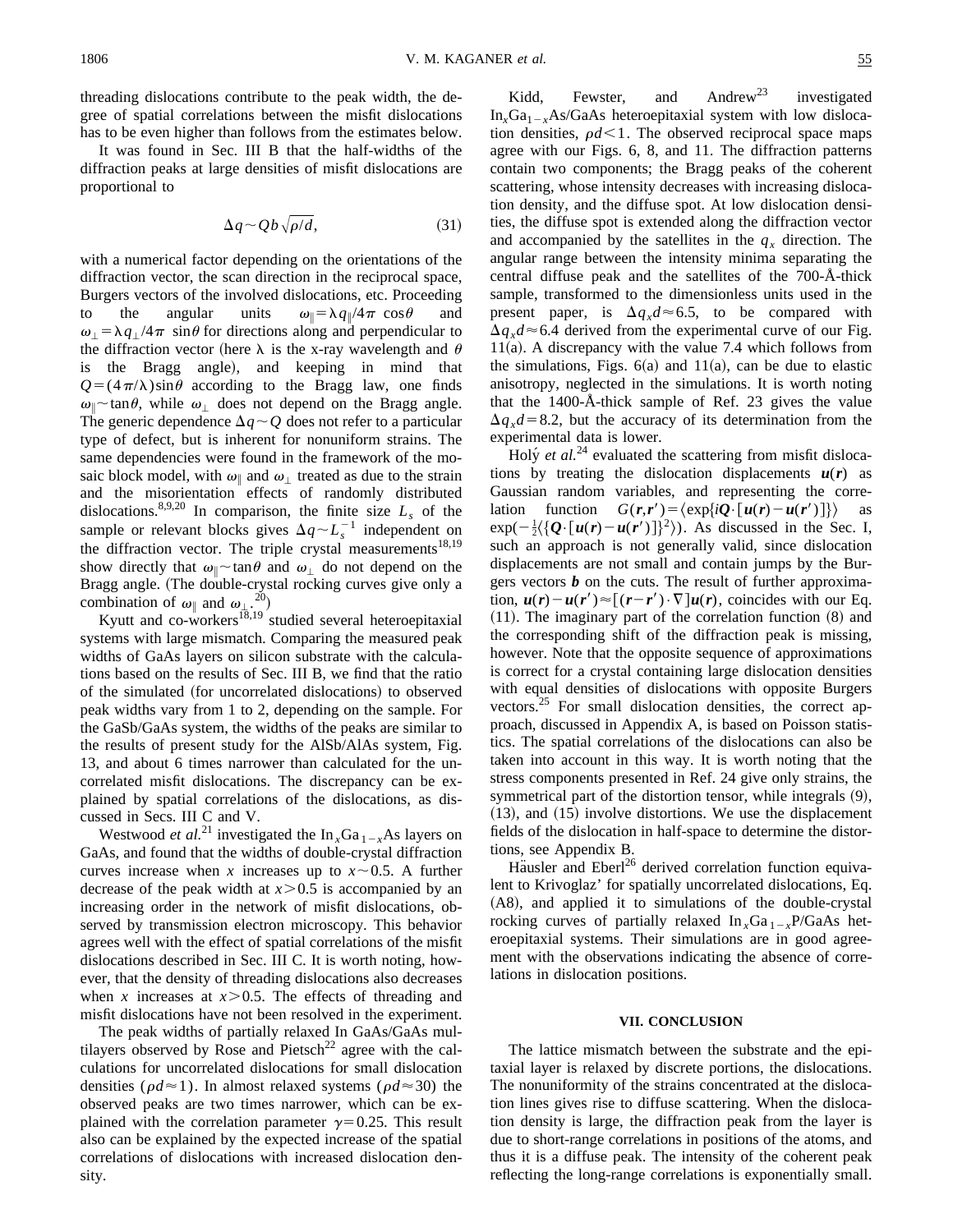threading dislocations contribute to the peak width, the degree of spatial correlations between the misfit dislocations has to be even higher than follows from the estimates below.

It was found in Sec. III B that the half-widths of the diffraction peaks at large densities of misfit dislocations are proportional to

$$\Delta q \sim Qb\sqrt{\rho/d}, \tag{31}$$

with a numerical factor depending on the orientations of the diffraction vector, the scan direction in the reciprocal space, Burgers vectors of the involved dislocations, etc. Proceeding to the angular units $\omega_{\parallel}=\lambda q_{\parallel}/4\pi\,\cos\theta$ and $\omega_{\perp}=\lambda q_{\perp}/4\pi\,\sin\theta$ for directions along and perpendicular to the diffraction vector (here $\lambda$ is the x-ray wavelength and $\theta$ is the Bragg angle), and keeping in mind that $Q=(4\pi/\lambda)\sin\theta$ according to the Bragg law, one finds $\omega_{\parallel}\sim\tan\theta$, while $\omega_{\perp}$ does not depend on the Bragg angle. The generic dependence $\Delta q\sim Q$ does not refer to a particular type of defect, but is inherent for nonuniform strains. The same dependencies were found in the framework of the mosaic block model, with $\omega_{\parallel}$ and $\omega_{\perp}$ treated as due to the strain and the misorientation effects of randomly distributed dislocations.[8,9,20] In comparison, the finite size $L_s$ of the sample or relevant blocks gives $\Delta q\sim L_s^{-1}$ independent on the diffraction vector. The triple crystal measurements[18,19] show directly that $\omega_{\parallel}\sim\tan\theta$ and $\omega_{\perp}$ do not depend on the Bragg angle. (The double-crystal rocking curves give only a combination of $\omega_{\parallel}$ and $\omega_{\perp}$.[20])

Kyutt and co-workers[18,19] studied several heteroepitaxial systems with large mismatch. Comparing the measured peak widths of GaAs layers on silicon substrate with the calculations based on the results of Sec. III B, we find that the ratio of the simulated (for uncorrelated dislocations) to observed peak widths vary from 1 to 2, depending on the sample. For the GaSb/GaAs system, the widths of the peaks are similar to the results of present study for the AlSb/AlAs system, Fig. 13, and about 6 times narrower than calculated for the uncorrelated misfit dislocations. The discrepancy can be explained by spatial correlations of the dislocations, as discussed in Secs. III C and V.

Westwood *et al.*[21] investigated the $In_xGa_{1-x}As$ layers on GaAs, and found that the widths of double-crystal diffraction curves increase when $x$ increases up to $x\sim 0.5$. A further decrease of the peak width at $x>0.5$ is accompanied by an increasing order in the network of misfit dislocations, observed by transmission electron microscopy. This behavior agrees well with the effect of spatial correlations of the misfit dislocations described in Sec. III C. It is worth noting, however, that the density of threading dislocations also decreases when $x$ increases at $x>0.5$. The effects of threading and misfit dislocations have not been resolved in the experiment.

The peak widths of partially relaxed In GaAs/GaAs multilayers observed by Rose and Pietsch[22] agree with the calculations for uncorrelated dislocations for small dislocation densities ($\rho d\approx 1$). In almost relaxed systems ($\rho d\approx 30$) the observed peaks are two times narrower, which can be explained with the correlation parameter $\gamma=0.25$. This result also can be explained by the expected increase of the spatial correlations of dislocations with increased dislocation density.

Kidd, Fewster, and Andrew[23] investigated $In_xGa_{1-x}As/GaAs$ heteroepitaxial system with low dislocation densities, $\rho d<1$. The observed reciprocal space maps agree with our Figs. 6, 8, and 11. The diffraction patterns contain two components; the Bragg peaks of the coherent scattering, whose intensity decreases with increasing dislocation density, and the diffuse spot. At low dislocation densities, the diffuse spot is extended along the diffraction vector and accompanied by the satellites in the $q_x$ direction. The angular range between the intensity minima separating the central diffuse peak and the satellites of the 700-Å-thick sample, transformed to the dimensionless units used in the present paper, is $\Delta q_x d\approx 6.5$, to be compared with $\Delta q_x d\approx 6.4$ derived from the experimental curve of our Fig. 11(a). A discrepancy with the value 7.4 which follows from the simulations, Figs. 6(a) and 11(a), can be due to elastic anisotropy, neglected in the simulations. It is worth noting that the 1400-Å-thick sample of Ref. 23 gives the value $\Delta q_x d=8.2$, but the accuracy of its determination from the experimental data is lower.

Holý *et al.*[24] evaluated the scattering from misfit dislocations by treating the dislocation displacements $\boldsymbol{u}(\boldsymbol{r})$ as Gaussian random variables, and representing the correlation function $G(\boldsymbol{r},\boldsymbol{r}')=\langle\exp\{i\boldsymbol{Q}\cdot[\boldsymbol{u}(\boldsymbol{r})-\boldsymbol{u}(\boldsymbol{r}')]\}\rangle$ as $\exp(-\frac{1}{2}\langle\{\boldsymbol{Q}\cdot[\boldsymbol{u}(\boldsymbol{r})-\boldsymbol{u}(\boldsymbol{r}')]\}^2\rangle)$. As discussed in the Sec. I, such an approach is not generally valid, since dislocation displacements are not small and contain jumps by the Burgers vectors $\boldsymbol{b}$ on the cuts. The result of further approximation, $\boldsymbol{u}(\boldsymbol{r})-\boldsymbol{u}(\boldsymbol{r}')\approx[(\boldsymbol{r}-\boldsymbol{r}')\cdot\nabla]\boldsymbol{u}(\boldsymbol{r})$, coincides with our Eq. (11). The imaginary part of the correlation function (8) and the corresponding shift of the diffraction peak is missing, however. Note that the opposite sequence of approximations is correct for a crystal containing large dislocation densities with equal densities of dislocations with opposite Burgers vectors.[25] For small dislocation densities, the correct approach, discussed in Appendix A, is based on Poisson statistics. The spatial correlations of the dislocations can also be taken into account in this way. It is worth noting that the stress components presented in Ref. 24 give only strains, the symmetrical part of the distortion tensor, while integrals (9), (13), and (15) involve distortions. We use the displacement fields of the dislocation in half-space to determine the distortions, see Appendix B.

Häusler and Eberl[26] derived correlation function equivalent to Krivoglaz' for spatially uncorrelated dislocations, Eq. (A8), and applied it to simulations of the double-crystal rocking curves of partially relaxed $In_xGa_{1-x}P/GaAs$ heteroepitaxial systems. Their simulations are in good agreement with the observations indicating the absence of correlations in dislocation positions.

## VII. CONCLUSION

The lattice mismatch between the substrate and the epitaxial layer is relaxed by discrete portions, the dislocations. The nonuniformity of the strains concentrated at the dislocation lines gives rise to diffuse scattering. When the dislocation density is large, the diffraction peak from the layer is due to short-range correlations in positions of the atoms, and thus it is a diffuse peak. The intensity of the coherent peak reflecting the long-range correlations is exponentially small.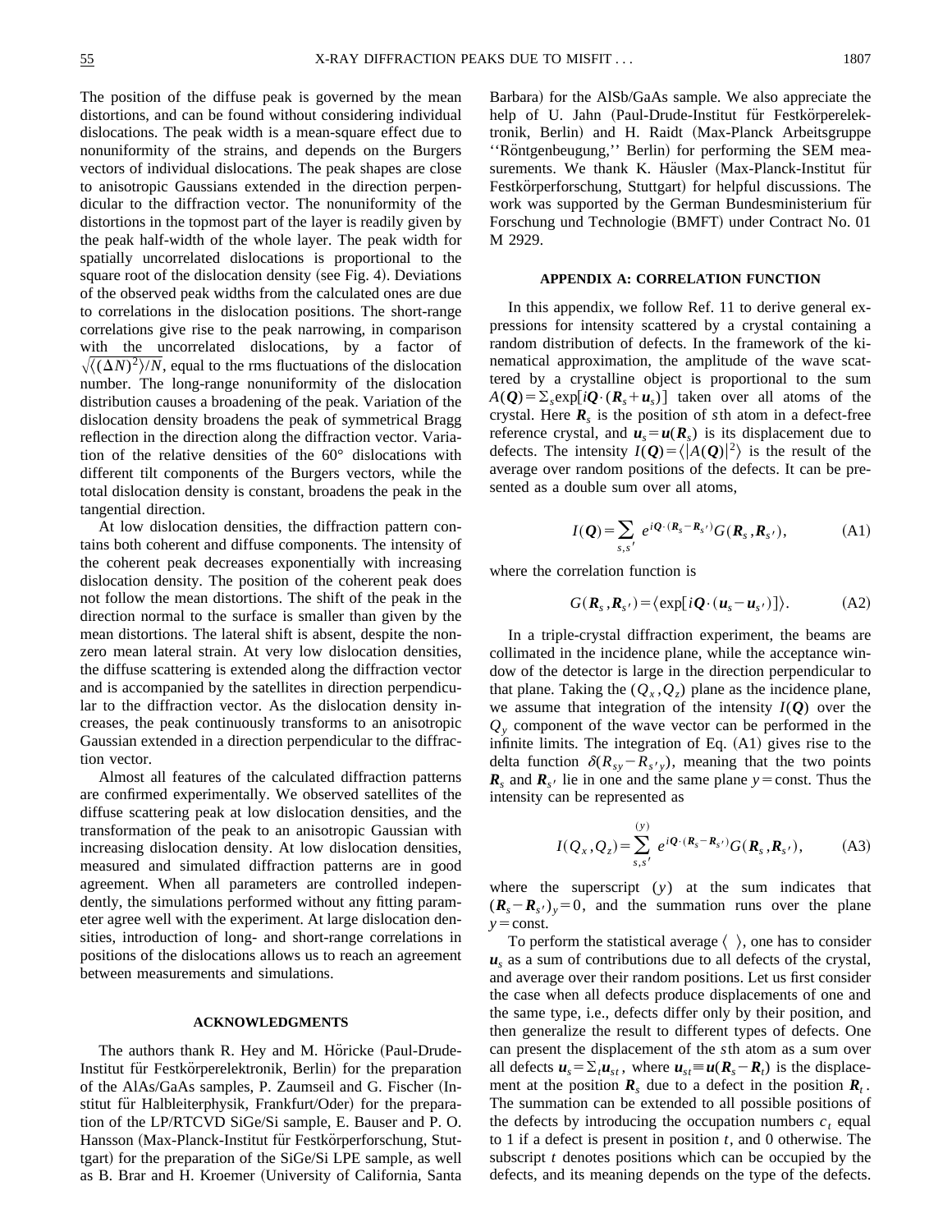The position of the diffuse peak is governed by the mean distortions, and can be found without considering individual dislocations. The peak width is a mean-square effect due to nonuniformity of the strains, and depends on the Burgers vectors of individual dislocations. The peak shapes are close to anisotropic Gaussians extended in the direction perpendicular to the diffraction vector. The nonuniformity of the distortions in the topmost part of the layer is readily given by the peak half-width of the whole layer. The peak width for spatially uncorrelated dislocations is proportional to the square root of the dislocation density (see Fig. 4). Deviations of the observed peak widths from the calculated ones are due to correlations in the dislocation positions. The short-range correlations give rise to the peak narrowing, in comparison with the uncorrelated dislocations, by a factor of $\sqrt{\langle(\Delta N)^2\rangle/N}$, equal to the rms fluctuations of the dislocation number. The long-range nonuniformity of the dislocation distribution causes a broadening of the peak. Variation of the dislocation density broadens the peak of symmetrical Bragg reflection in the direction along the diffraction vector. Variation of the relative densities of the 60° dislocations with different tilt components of the Burgers vectors, while the total dislocation density is constant, broadens the peak in the tangential direction.

At low dislocation densities, the diffraction pattern contains both coherent and diffuse components. The intensity of the coherent peak decreases exponentially with increasing dislocation density. The position of the coherent peak does not follow the mean distortions. The shift of the peak in the direction normal to the surface is smaller than given by the mean distortions. The lateral shift is absent, despite the nonzero mean lateral strain. At very low dislocation densities, the diffuse scattering is extended along the diffraction vector and is accompanied by the satellites in direction perpendicular to the diffraction vector. As the dislocation density increases, the peak continuously transforms to an anisotropic Gaussian extended in a direction perpendicular to the diffraction vector.

Almost all features of the calculated diffraction patterns are confirmed experimentally. We observed satellites of the diffuse scattering peak at low dislocation densities, and the transformation of the peak to an anisotropic Gaussian with increasing dislocation density. At low dislocation densities, measured and simulated diffraction patterns are in good agreement. When all parameters are controlled independently, the simulations performed without any fitting parameter agree well with the experiment. At large dislocation densities, introduction of long- and short-range correlations in positions of the dislocations allows us to reach an agreement between measurements and simulations.

## ACKNOWLEDGMENTS

The authors thank R. Hey and M. Höricke (Paul-Drude-Institut für Festkörperelektronik, Berlin) for the preparation of the AlAs/GaAs samples, P. Zaumseil and G. Fischer (Institut für Halbleiterphysik, Frankfurt/Oder) for the preparation of the LP/RTCVD SiGe/Si sample, E. Bauser and P. O. Hansson (Max-Planck-Institut für Festkörperforschung, Stuttgart) for the preparation of the SiGe/Si LPE sample, as well as B. Brar and H. Kroemer (University of California, Santa Barbara) for the AlSb/GaAs sample. We also appreciate the help of U. Jahn (Paul-Drude-Institut für Festkörperelektronik, Berlin) and H. Raidt (Max-Planck Arbeitsgruppe ''Röntgenbeugung,'' Berlin) for performing the SEM measurements. We thank K. Häusler (Max-Planck-Institut für Festkörperforschung, Stuttgart) for helpful discussions. The work was supported by the German Bundesministerium für Forschung und Technologie (BMFT) under Contract No. 01 M 2929.

## APPENDIX A: CORRELATION FUNCTION

In this appendix, we follow Ref. 11 to derive general expressions for intensity scattered by a crystal containing a random distribution of defects. In the framework of the kinematical approximation, the amplitude of the wave scattered by a crystalline object is proportional to the sum $A(\boldsymbol{Q})=\Sigma_s \exp[i\boldsymbol{Q}\cdot(\boldsymbol{R}_s+\boldsymbol{u}_s)]$ taken over all atoms of the crystal. Here $\boldsymbol{R}_s$ is the position of $s$th atom in a defect-free reference crystal, and $\boldsymbol{u}_s=\boldsymbol{u}(\boldsymbol{R}_s)$ is its displacement due to defects. The intensity $I(\boldsymbol{Q})=\langle|A(\boldsymbol{Q})|^2\rangle$ is the result of the average over random positions of the defects. It can be presented as a double sum over all atoms,

$$I(\boldsymbol{Q})=\sum_{s,s'} e^{i\boldsymbol{Q}\cdot(\boldsymbol{R}_s-\boldsymbol{R}_{s'})}G(\boldsymbol{R}_s,\boldsymbol{R}_{s'}), \tag{A1}$$

where the correlation function is

$$G(\boldsymbol{R}_s,\boldsymbol{R}_{s'})=\langle\exp[i\boldsymbol{Q}\cdot(\boldsymbol{u}_s-\boldsymbol{u}_{s'})]\rangle. \tag{A2}$$

In a triple-crystal diffraction experiment, the beams are collimated in the incidence plane, while the acceptance window of the detector is large in the direction perpendicular to that plane. Taking the $(Q_x,Q_z)$ plane as the incidence plane, we assume that integration of the intensity $I(\boldsymbol{Q})$ over the $Q_y$ component of the wave vector can be performed in the infinite limits. The integration of Eq. (A1) gives rise to the delta function $\delta(R_{sy}-R_{s'y})$, meaning that the two points $\boldsymbol{R}_s$ and $\boldsymbol{R}_{s'}$ lie in one and the same plane $y=\text{const}$. Thus the intensity can be represented as

$$I(Q_x,Q_z)=\sum_{s,s'}^{(y)} e^{i\boldsymbol{Q}\cdot(\boldsymbol{R}_s-\boldsymbol{R}_{s'})}G(\boldsymbol{R}_s,\boldsymbol{R}_{s'}), \tag{A3}$$

where the superscript $(y)$ at the sum indicates that $(\boldsymbol{R}_s-\boldsymbol{R}_{s'})_y=0$, and the summation runs over the plane $y=\text{const}$.

To perform the statistical average $\langle\ \rangle$, one has to consider $\boldsymbol{u}_s$ as a sum of contributions due to all defects of the crystal, and average over their random positions. Let us first consider the case when all defects produce displacements of one and the same type, i.e., defects differ only by their position, and then generalize the result to different types of defects. One can present the displacement of the $s$th atom as a sum over all defects $\boldsymbol{u}_s=\Sigma_t \boldsymbol{u}_{st}$, where $\boldsymbol{u}_{st}\equiv\boldsymbol{u}(\boldsymbol{R}_s-\boldsymbol{R}_t)$ is the displacement at the position $\boldsymbol{R}_s$ due to a defect in the position $\boldsymbol{R}_t$. The summation can be extended to all possible positions of the defects by introducing the occupation numbers $c_t$ equal to 1 if a defect is present in position $t$, and 0 otherwise. The subscript $t$ denotes positions which can be occupied by the defects, and its meaning depends on the type of the defects.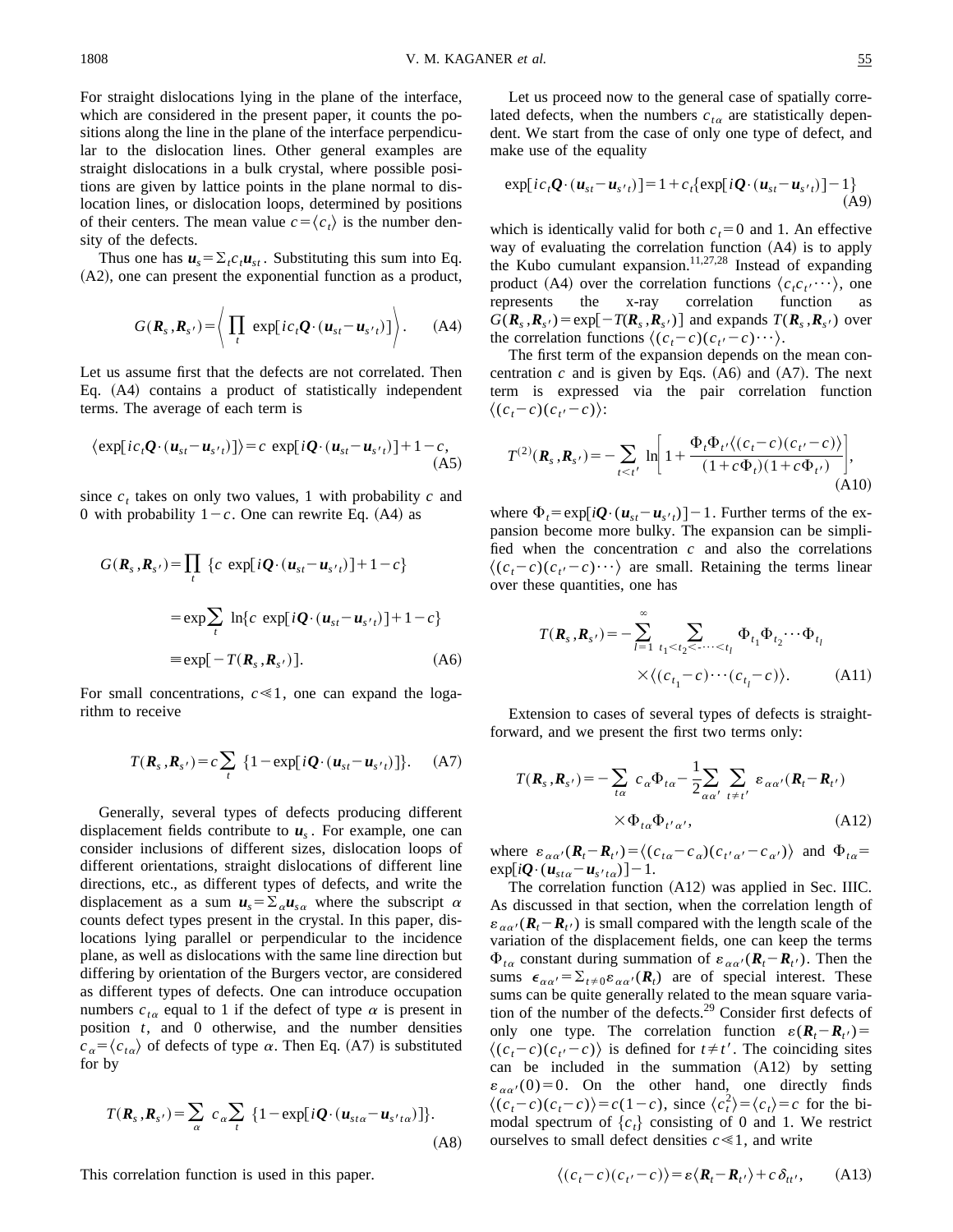For straight dislocations lying in the plane of the interface, which are considered in the present paper, it counts the positions along the line in the plane of the interface perpendicular to the dislocation lines. Other general examples are straight dislocations in a bulk crystal, where possible positions are given by lattice points in the plane normal to dislocation lines, or dislocation loops, determined by positions of their centers. The mean value $c=\langle c_t \rangle$ is the number density of the defects.

Thus one has $\boldsymbol{u}_s=\sum_t c_t \boldsymbol{u}_{st}$. Substituting this sum into Eq. (A2), one can present the exponential function as a product,

$$G(\boldsymbol{R}_s,\boldsymbol{R}_{s'})=\left\langle \prod_t \exp[i c_t \boldsymbol{Q}\cdot(\boldsymbol{u}_{st}-\boldsymbol{u}_{s't})]\right\rangle. \quad \text{(A4)}$$

Let us assume first that the defects are not correlated. Then Eq. (A4) contains a product of statistically independent terms. The average of each term is

$$\langle \exp[i c_t \boldsymbol{Q}\cdot(\boldsymbol{u}_{st}-\boldsymbol{u}_{s't})]\rangle = c\,\exp[i\boldsymbol{Q}\cdot(\boldsymbol{u}_{st}-\boldsymbol{u}_{s't})]+1-c, \quad \text{(A5)}$$

since $c_t$ takes on only two values, 1 with probability $c$ and 0 with probability $1-c$. One can rewrite Eq. (A4) as

$$\begin{aligned}G(\boldsymbol{R}_s,\boldsymbol{R}_{s'})&=\prod_t \{c\,\exp[i\boldsymbol{Q}\cdot(\boldsymbol{u}_{st}-\boldsymbol{u}_{s't})]+1-c\}\\&=\exp\sum_t \ln\{c\,\exp[i\boldsymbol{Q}\cdot(\boldsymbol{u}_{st}-\boldsymbol{u}_{s't})]+1-c\}\\&\equiv \exp[-T(\boldsymbol{R}_s,\boldsymbol{R}_{s'})]. \end{aligned} \quad \text{(A6)}$$

For small concentrations, $c \ll 1$, one can expand the logarithm to receive

$$T(\boldsymbol{R}_s,\boldsymbol{R}_{s'})=c\sum_t \{1-\exp[i\boldsymbol{Q}\cdot(\boldsymbol{u}_{st}-\boldsymbol{u}_{s't})]\}. \quad \text{(A7)}$$

Generally, several types of defects producing different displacement fields contribute to $\boldsymbol{u}_s$. For example, one can consider inclusions of different sizes, dislocation loops of different orientations, straight dislocations of different line directions, etc., as different types of defects, and write the displacement as a sum $\boldsymbol{u}_s=\sum_\alpha \boldsymbol{u}_{s\alpha}$ where the subscript $\alpha$ counts defect types present in the crystal. In this paper, dislocations lying parallel or perpendicular to the incidence plane, as well as dislocations with the same line direction but differing by orientation of the Burgers vector, are considered as different types of defects. One can introduce occupation numbers $c_{t\alpha}$ equal to 1 if the defect of type $\alpha$ is present in position $t$, and 0 otherwise, and the number densities $c_\alpha=\langle c_{t\alpha}\rangle$ of defects of type $\alpha$. Then Eq. (A7) is substituted for by

$$T(\boldsymbol{R}_s,\boldsymbol{R}_{s'})=\sum_\alpha c_\alpha \sum_t \{1-\exp[i\boldsymbol{Q}\cdot(\boldsymbol{u}_{st\alpha}-\boldsymbol{u}_{s't\alpha})]\}. \quad \text{(A8)}$$

This correlation function is used in this paper.

Let us proceed now to the general case of spatially correlated defects, when the numbers $c_{t\alpha}$ are statistically dependent. We start from the case of only one type of defect, and make use of the equality

$$\exp[i c_t \boldsymbol{Q}\cdot(\boldsymbol{u}_{st}-\boldsymbol{u}_{s't})]=1+c_t\{\exp[i\boldsymbol{Q}\cdot(\boldsymbol{u}_{st}-\boldsymbol{u}_{s't})]-1\} \quad \text{(A9)}$$

which is identically valid for both $c_t=0$ and 1. An effective way of evaluating the correlation function (A4) is to apply the Kubo cumulant expansion.[11,27,28] Instead of expanding product (A4) over the correlation functions $\langle c_t c_{t'}\cdots\rangle$, one represents the x-ray correlation function as $G(\boldsymbol{R}_s,\boldsymbol{R}_{s'})=\exp[-T(\boldsymbol{R}_s,\boldsymbol{R}_{s'})]$ and expands $T(\boldsymbol{R}_s,\boldsymbol{R}_{s'})$ over the correlation functions $\langle (c_t-c)(c_{t'}-c)\cdots\rangle$.

The first term of the expansion depends on the mean concentration $c$ and is given by Eqs. (A6) and (A7). The next term is expressed via the pair correlation function $\langle (c_t-c)(c_{t'}-c)\rangle$:

$$T^{(2)}(\boldsymbol{R}_s,\boldsymbol{R}_{s'})=-\sum_{t<t'} \ln\left[1+\frac{\Phi_t\Phi_{t'}\langle (c_t-c)(c_{t'}-c)\rangle}{(1+c\Phi_t)(1+c\Phi_{t'})}\right], \quad \text{(A10)}$$

where $\Phi_t=\exp[i\boldsymbol{Q}\cdot(\boldsymbol{u}_{st}-\boldsymbol{u}_{s't})]-1$. Further terms of the expansion become more bulky. The expansion can be simplified when the concentration $c$ and also the correlations $\langle (c_t-c)(c_{t'}-c)\cdots\rangle$ are small. Retaining the terms linear over these quantities, one has

$$\begin{aligned}T(\boldsymbol{R}_s,\boldsymbol{R}_{s'})=-\sum_{l=1}^{\infty}\sum_{t_1<t_2<\cdots<t_l}&\Phi_{t_1}\Phi_{t_2}\cdots\Phi_{t_l}\\&\times\langle (c_{t_1}-c)\cdots(c_{t_l}-c)\rangle.\end{aligned} \quad \text{(A11)}$$

Extension to cases of several types of defects is straightforward, and we present the first two terms only:

$$\begin{aligned}T(\boldsymbol{R}_s,\boldsymbol{R}_{s'})=-\sum_{t\alpha} c_\alpha\Phi_{t\alpha}-\frac{1}{2}\sum_{\alpha\alpha'}\sum_{t\neq t'}&\varepsilon_{\alpha\alpha'}(\boldsymbol{R}_t-\boldsymbol{R}_{t'})\\&\times\Phi_{t\alpha}\Phi_{t'\alpha'},\end{aligned} \quad \text{(A12)}$$

where $\varepsilon_{\alpha\alpha'}(\boldsymbol{R}_t-\boldsymbol{R}_{t'})=\langle (c_{t\alpha}-c_\alpha)(c_{t'\alpha'}-c_{\alpha'})\rangle$ and $\Phi_{t\alpha}=\exp[i\boldsymbol{Q}\cdot(\boldsymbol{u}_{st\alpha}-\boldsymbol{u}_{s't\alpha})]-1$.

The correlation function (A12) was applied in Sec. IIIC. As discussed in that section, when the correlation length of $\varepsilon_{\alpha\alpha'}(\boldsymbol{R}_t-\boldsymbol{R}_{t'})$ is small compared with the length scale of the variation of the displacement fields, one can keep the terms $\Phi_{t\alpha}$ constant during summation of $\varepsilon_{\alpha\alpha'}(\boldsymbol{R}_t-\boldsymbol{R}_{t'})$. Then the sums $\epsilon_{\alpha\alpha'}=\sum_{t\neq 0}\varepsilon_{\alpha\alpha'}(\boldsymbol{R}_t)$ are of special interest. These sums can be quite generally related to the mean square variation of the number of the defects.[29] Consider first defects of only one type. The correlation function $\varepsilon(\boldsymbol{R}_t-\boldsymbol{R}_{t'})=\langle (c_t-c)(c_{t'}-c)\rangle$ is defined for $t\neq t'$. The coinciding sites can be included in the summation (A12) by setting $\varepsilon_{\alpha\alpha'}(0)=0$. On the other hand, one directly finds $\langle (c_t-c)(c_t-c)\rangle=c(1-c)$, since $\langle c_t^2\rangle=\langle c_t\rangle=c$ for the bimodal spectrum of $\{c_t\}$ consisting of 0 and 1. We restrict ourselves to small defect densities $c\ll 1$, and write

$$\langle (c_t-c)(c_{t'}-c)\rangle=\varepsilon\langle \boldsymbol{R}_t-\boldsymbol{R}_{t'}\rangle+c\,\delta_{tt'}, \quad \text{(A13)}$$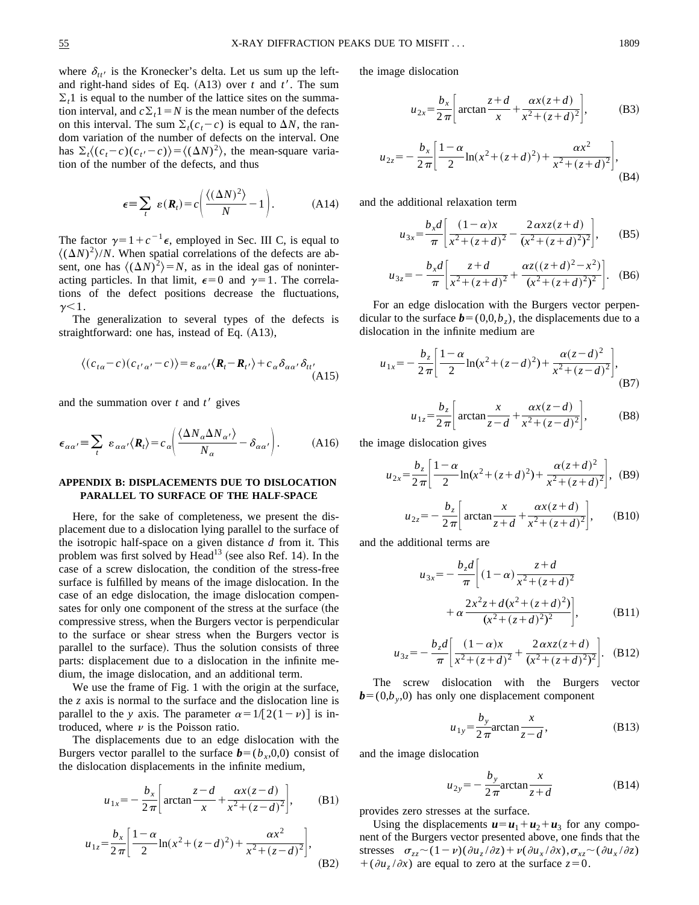where $\delta_{tt'}$ is the Kronecker's delta. Let us sum up the left- and right-hand sides of Eq. (A13) over $t$ and $t'$. The sum $\Sigma_t 1$ is equal to the number of the lattice sites on the summation interval, and $c\Sigma_t 1 = N$ is the mean number of the defects on this interval. The sum $\Sigma_t(c_t - c)$ is equal to $\Delta N$, the random variation of the number of defects on the interval. One has $\Sigma_t \langle (c_t - c)(c_{t'} - c)\rangle = \langle (\Delta N)^2 \rangle$, the mean-square variation of the number of the defects, and thus

$$\epsilon \equiv \sum_t \varepsilon(\boldsymbol{R}_t) = c\left(\frac{\langle (\Delta N)^2 \rangle}{N} - 1\right). \tag{A14}$$

The factor $\gamma = 1 + c^{-1}\epsilon$, employed in Sec. III C, is equal to $\langle (\Delta N)^2 \rangle / N$. When spatial correlations of the defects are absent, one has $\langle (\Delta N)^2 \rangle = N$, as in the ideal gas of noninteracting particles. In that limit, $\epsilon = 0$ and $\gamma = 1$. The correlations of the defect positions decrease the fluctuations, $\gamma < 1$.

The generalization to several types of the defects is straightforward: one has, instead of Eq. (A13),

$$\langle (c_{t\alpha} - c)(c_{t'\alpha'} - c)\rangle = \varepsilon_{\alpha\alpha'}\langle \boldsymbol{R}_t - \boldsymbol{R}_{t'} \rangle + c_\alpha \delta_{\alpha\alpha'}\delta_{tt'} \tag{A15}$$

and the summation over $t$ and $t'$ gives

$$\epsilon_{\alpha\alpha'} \equiv \sum_t \varepsilon_{\alpha\alpha'}\langle \boldsymbol{R}_t \rangle = c_\alpha\left(\frac{\langle \Delta N_\alpha \Delta N_{\alpha'} \rangle}{N_\alpha} - \delta_{\alpha\alpha'}\right). \tag{A16}$$

## APPENDIX B: DISPLACEMENTS DUE TO DISLOCATION PARALLEL TO SURFACE OF THE HALF-SPACE

Here, for the sake of completeness, we present the displacement due to a dislocation lying parallel to the surface of the isotropic half-space on a given distance $d$ from it. This problem was first solved by Head[13] (see also Ref. 14). In the case of a screw dislocation, the condition of the stress-free surface is fulfilled by means of the image dislocation. In the case of an edge dislocation, the image dislocation compensates for only one component of the stress at the surface (the compressive stress, when the Burgers vector is perpendicular to the surface or shear stress when the Burgers vector is parallel to the surface). Thus the solution consists of three parts: displacement due to a dislocation in the infinite medium, the image dislocation, and an additional term.

We use the frame of Fig. 1 with the origin at the surface, the $z$ axis is normal to the surface and the dislocation line is parallel to the $y$ axis. The parameter $\alpha = 1/[2(1-\nu)]$ is introduced, where $\nu$ is the Poisson ratio.

The displacements due to an edge dislocation with the Burgers vector parallel to the surface $\boldsymbol{b} = (b_x, 0, 0)$ consist of the dislocation displacements in the infinite medium,

$$u_{1x} = -\frac{b_x}{2\pi}\left[\arctan\frac{z-d}{x} + \frac{\alpha x(z-d)}{x^2 + (z-d)^2}\right], \tag{B1}$$

$$u_{1z} = \frac{b_x}{2\pi}\left[\frac{1-\alpha}{2}\ln(x^2 + (z-d)^2) + \frac{\alpha x^2}{x^2 + (z-d)^2}\right], \tag{B2}$$

the image dislocation

$$u_{2x} = \frac{b_x}{2\pi}\left[\arctan\frac{z+d}{x} + \frac{\alpha x(z+d)}{x^2 + (z+d)^2}\right], \tag{B3}$$

$$u_{2z} = -\frac{b_x}{2\pi}\left[\frac{1-\alpha}{2}\ln(x^2 + (z+d)^2) + \frac{\alpha x^2}{x^2 + (z+d)^2}\right], \tag{B4}$$

and the additional relaxation term

$$u_{3x} = \frac{b_x d}{\pi}\left[\frac{(1-\alpha)x}{x^2 + (z+d)^2} - \frac{2\alpha x z(z+d)}{(x^2 + (z+d)^2)^2}\right], \tag{B5}$$

$$u_{3z} = -\frac{b_x d}{\pi}\left[\frac{z+d}{x^2 + (z+d)^2} + \frac{\alpha z((z+d)^2 - x^2)}{(x^2 + (z+d)^2)^2}\right]. \tag{B6}$$

For an edge dislocation with the Burgers vector perpendicular to the surface $\boldsymbol{b} = (0, 0, b_z)$, the displacements due to a dislocation in the infinite medium are

$$u_{1x} = -\frac{b_z}{2\pi}\left[\frac{1-\alpha}{2}\ln(x^2 + (z-d)^2) + \frac{\alpha(z-d)^2}{x^2 + (z-d)^2}\right], \tag{B7}$$

$$u_{1z} = \frac{b_z}{2\pi}\left[\arctan\frac{x}{z-d} + \frac{\alpha x(z-d)}{x^2 + (z-d)^2}\right], \tag{B8}$$

the image dislocation gives

$$u_{2x} = \frac{b_z}{2\pi}\left[\frac{1-\alpha}{2}\ln(x^2 + (z+d)^2) + \frac{\alpha(z+d)^2}{x^2 + (z+d)^2}\right], \tag{B9}$$

$$u_{2z} = -\frac{b_z}{2\pi}\left[\arctan\frac{x}{z+d} + \frac{\alpha x(z+d)}{x^2 + (z+d)^2}\right], \tag{B10}$$

and the additional terms are

$$u_{3x} = -\frac{b_z d}{\pi}\left[(1-\alpha)\frac{z+d}{x^2 + (z+d)^2} + \alpha\frac{2x^2 z + d(x^2 + (z+d)^2)}{(x^2 + (z+d)^2)^2}\right], \tag{B11}$$

$$u_{3z} = -\frac{b_z d}{\pi}\left[\frac{(1-\alpha)x}{x^2 + (z+d)^2} + \frac{2\alpha x z(z+d)}{(x^2 + (z+d)^2)^2}\right]. \tag{B12}$$

The screw dislocation with the Burgers vector $\boldsymbol{b} = (0, b_y, 0)$ has only one displacement component

$$u_{1y} = \frac{b_y}{2\pi}\arctan\frac{x}{z-d}, \tag{B13}$$

and the image dislocation

$$u_{2y} = -\frac{b_y}{2\pi}\arctan\frac{x}{z+d} \tag{B14}$$

provides zero stresses at the surface.

Using the displacements $\boldsymbol{u} = \boldsymbol{u}_1 + \boldsymbol{u}_2 + \boldsymbol{u}_3$ for any component of the Burgers vector presented above, one finds that the stresses $\sigma_{zz} \sim (1-\nu)(\partial u_z/\partial z) + \nu(\partial u_x/\partial x), \sigma_{xz} \sim (\partial u_x/\partial z) + (\partial u_z/\partial x)$ are equal to zero at the surface $z = 0$.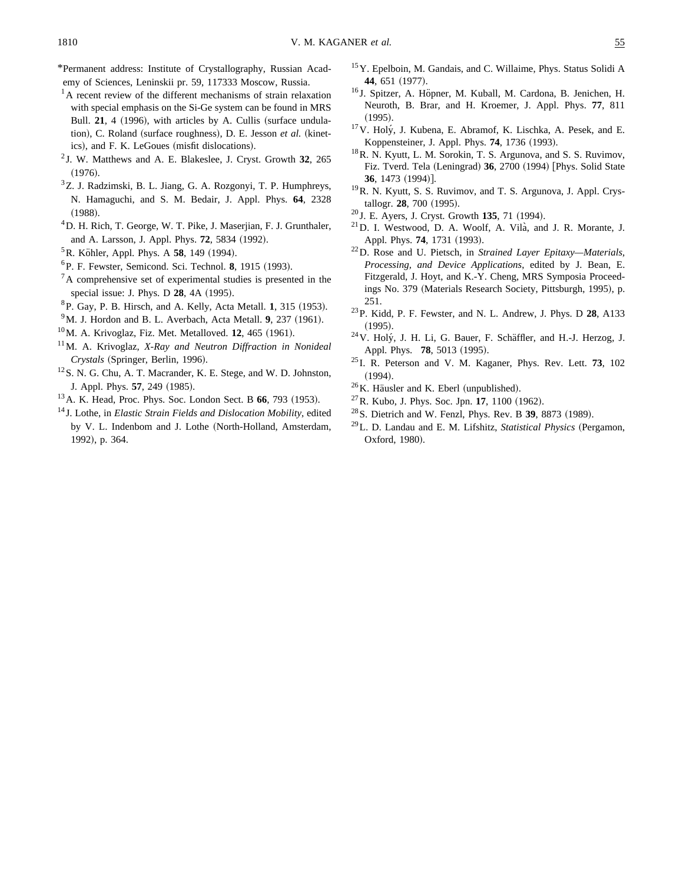*Permanent address: Institute of Crystallography, Russian Academy of Sciences, Leninskii pr. 59, 117333 Moscow, Russia.

[1] A recent review of the different mechanisms of strain relaxation with special emphasis on the Si-Ge system can be found in MRS Bull. **21**, 4 (1996), with articles by A. Cullis (surface undulation), C. Roland (surface roughness), D. E. Jesson *et al.* (kinetics), and F. K. LeGoues (misfit dislocations).

[2] J. W. Matthews and A. E. Blakeslee, J. Cryst. Growth **32**, 265 (1976).

[3] Z. J. Radzimski, B. L. Jiang, G. A. Rozgonyi, T. P. Humphreys, N. Hamaguchi, and S. M. Bedair, J. Appl. Phys. **64**, 2328 (1988).

[4] D. H. Rich, T. George, W. T. Pike, J. Maserjian, F. J. Grunthaler, and A. Larsson, J. Appl. Phys. **72**, 5834 (1992).

[5] R. Köhler, Appl. Phys. A **58**, 149 (1994).

[6] P. F. Fewster, Semicond. Sci. Technol. **8**, 1915 (1993).

[7] A comprehensive set of experimental studies is presented in the special issue: J. Phys. D **28**, 4A (1995).

[8] P. Gay, P. B. Hirsch, and A. Kelly, Acta Metall. **1**, 315 (1953).

[9] M. J. Hordon and B. L. Averbach, Acta Metall. **9**, 237 (1961).

[10] M. A. Krivoglaz, Fiz. Met. Metalloved. **12**, 465 (1961).

[11] M. A. Krivoglaz, *X-Ray and Neutron Diffraction in Nonideal Crystals* (Springer, Berlin, 1996).

[12] S. N. G. Chu, A. T. Macrander, K. E. Stege, and W. D. Johnston, J. Appl. Phys. **57**, 249 (1985).

[13] A. K. Head, Proc. Phys. Soc. London Sect. B **66**, 793 (1953).

[14] J. Lothe, in *Elastic Strain Fields and Dislocation Mobility*, edited by V. L. Indenbom and J. Lothe (North-Holland, Amsterdam, 1992), p. 364.

[15] Y. Epelboin, M. Gandais, and C. Willaime, Phys. Status Solidi A **44**, 651 (1977).

[16] J. Spitzer, A. Höpner, M. Kuball, M. Cardona, B. Jenichen, H. Neuroth, B. Brar, and H. Kroemer, J. Appl. Phys. **77**, 811 (1995).

[17] V. Holý, J. Kubena, E. Abramof, K. Lischka, A. Pesek, and E. Koppensteiner, J. Appl. Phys. **74**, 1736 (1993).

[18] R. N. Kyutt, L. M. Sorokin, T. S. Argunova, and S. S. Ruvimov, Fiz. Tverd. Tela (Leningrad) **36**, 2700 (1994) [Phys. Solid State **36**, 1473 (1994)].

[19] R. N. Kyutt, S. S. Ruvimov, and T. S. Argunova, J. Appl. Crystallogr. **28**, 700 (1995).

[20] J. E. Ayers, J. Cryst. Growth **135**, 71 (1994).

[21] D. I. Westwood, D. A. Woolf, A. Vilà, and J. R. Morante, J. Appl. Phys. **74**, 1731 (1993).

[22] D. Rose and U. Pietsch, in *Strained Layer Epitaxy—Materials, Processing, and Device Applications*, edited by J. Bean, E. Fitzgerald, J. Hoyt, and K.-Y. Cheng, MRS Symposia Proceedings No. 379 (Materials Research Society, Pittsburgh, 1995), p. 251.

[23] P. Kidd, P. F. Fewster, and N. L. Andrew, J. Phys. D **28**, A133 (1995).

[24] V. Holý, J. H. Li, G. Bauer, F. Schäffler, and H.-J. Herzog, J. Appl. Phys. **78**, 5013 (1995).

[25] I. R. Peterson and V. M. Kaganer, Phys. Rev. Lett. **73**, 102 (1994).

[26] K. Häusler and K. Eberl (unpublished).

[27] R. Kubo, J. Phys. Soc. Jpn. **17**, 1100 (1962).

[28] S. Dietrich and W. Fenzl, Phys. Rev. B **39**, 8873 (1989).

[29] L. D. Landau and E. M. Lifshitz, *Statistical Physics* (Pergamon, Oxford, 1980).